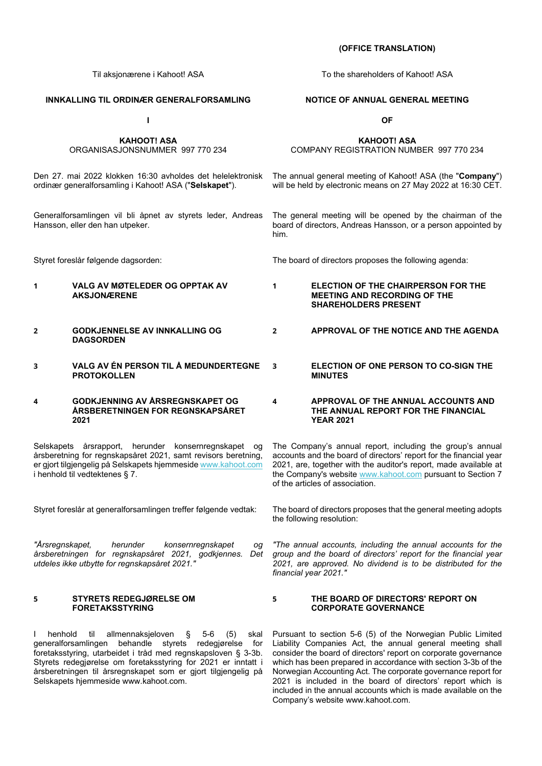**(OFFICE TRANSLATION)**

Til aksjonærene i Kahoot! ASA

**INNKALLING TIL ORDINÆR GENERALFORSAMLING**

**I**

**KAHOOT! ASA**
ORGANISASJONSNUMMER 997 770 234

Den 27. mai 2022 klokken 16:30 avholdes det helelektronisk ordinær generalforsamling i Kahoot! ASA ("**Selskapet**").

Generalforsamlingen vil bli åpnet av styrets leder, Andreas Hansson, eller den han utpeker.

Styret foreslår følgende dagsorden:

**1 VALG AV MØTELEDER OG OPPTAK AV AKSJONÆRENE**

**2 GODKJENNELSE AV INNKALLING OG DAGSORDEN**

**3 VALG AV ÉN PERSON TIL Å MEDUNDERTEGNE PROTOKOLLEN**

**4 GODKJENNING AV ÅRSREGNSKAPET OG ÅRSBERETNINGEN FOR REGNSKAPSÅRET 2021**

Selskapets årsrapport, herunder konsernregnskapet og årsberetning for regnskapsåret 2021, samt revisors beretning, er gjort tilgjengelig på Selskapets hjemmeside www.kahoot.com i henhold til vedtektenes § 7.

Styret foreslår at generalforsamlingen treffer følgende vedtak:

*"Årsregnskapet, herunder konsernregnskapet og årsberetningen for regnskapsåret 2021, godkjennes. Det utdeles ikke utbytte for regnskapsåret 2021."*

**5 STYRETS REDEGJØRELSE OM FORETAKSSTYRING**

I henhold til allmennaksjeloven § 5-6 (5) skal generalforsamlingen behandle styrets redegjørelse for foretaksstyring, utarbeidet i tråd med regnskapsloven § 3-3b. Styrets redegjørelse om foretaksstyring for 2021 er inntatt i årsberetningen til årsregnskapet som er gjort tilgjengelig på Selskapets hjemmeside www.kahoot.com.

---

To the shareholders of Kahoot! ASA

**NOTICE OF ANNUAL GENERAL MEETING**

**OF**

**KAHOOT! ASA**
COMPANY REGISTRATION NUMBER 997 770 234

The annual general meeting of Kahoot! ASA (the "**Company**") will be held by electronic means on 27 May 2022 at 16:30 CET.

The general meeting will be opened by the chairman of the board of directors, Andreas Hansson, or a person appointed by him.

The board of directors proposes the following agenda:

**1 ELECTION OF THE CHAIRPERSON FOR THE MEETING AND RECORDING OF THE SHAREHOLDERS PRESENT**

**2 APPROVAL OF THE NOTICE AND THE AGENDA**

**3 ELECTION OF ONE PERSON TO CO-SIGN THE MINUTES**

**4 APPROVAL OF THE ANNUAL ACCOUNTS AND THE ANNUAL REPORT FOR THE FINANCIAL YEAR 2021**

The Company's annual report, including the group's annual accounts and the board of directors' report for the financial year 2021, are, together with the auditor's report, made available at the Company's website www.kahoot.com pursuant to Section 7 of the articles of association.

The board of directors proposes that the general meeting adopts the following resolution:

*"The annual accounts, including the annual accounts for the group and the board of directors' report for the financial year 2021, are approved. No dividend is to be distributed for the financial year 2021."*

**5 THE BOARD OF DIRECTORS' REPORT ON CORPORATE GOVERNANCE**

Pursuant to section 5-6 (5) of the Norwegian Public Limited Liability Companies Act, the annual general meeting shall consider the board of directors' report on corporate governance which has been prepared in accordance with section 3-3b of the Norwegian Accounting Act. The corporate governance report for 2021 is included in the board of directors' report which is included in the annual accounts which is made available on the Company's website www.kahoot.com.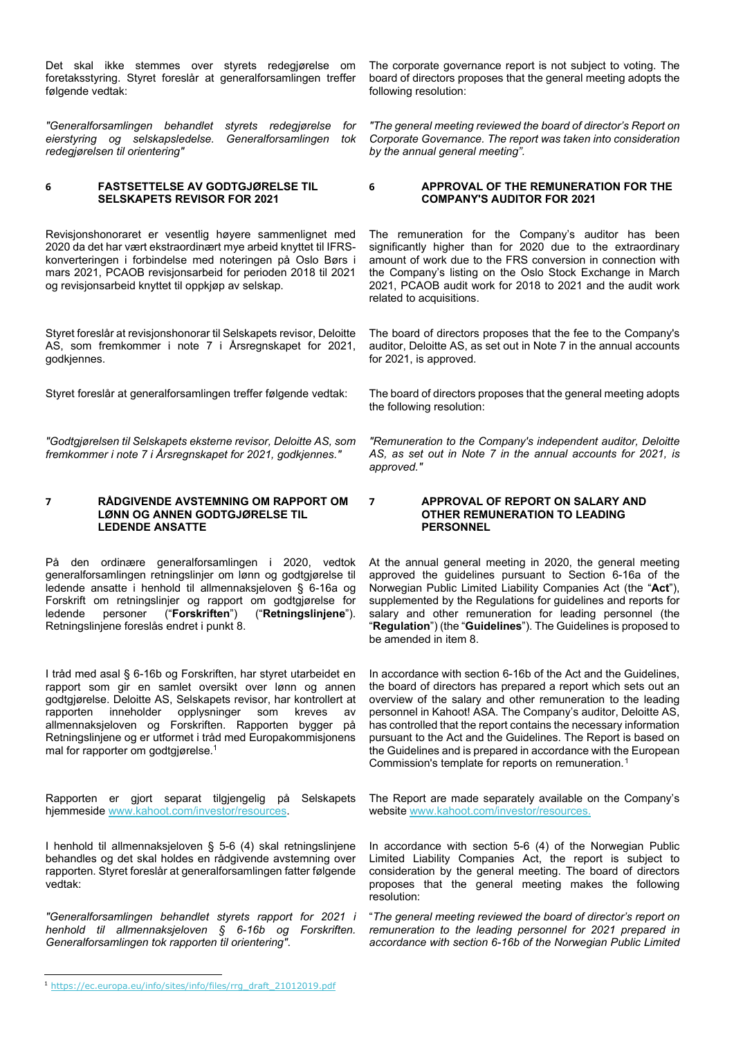Det skal ikke stemmes over styrets redegjørelse om foretaksstyring. Styret foreslår at generalforsamlingen treffer følgende vedtak:

*"Generalforsamlingen behandlet styrets redegjørelse for eierstyring og selskapsledelse. Generalforsamlingen tok redegjørelsen til orientering"*

The corporate governance report is not subject to voting. The board of directors proposes that the general meeting adopts the following resolution:

*"The general meeting reviewed the board of director's Report on Corporate Governance. The report was taken into consideration by the annual general meeting".*

### 6 FASTSETTELSE AV GODTGJØRELSE TIL SELSKAPETS REVISOR FOR 2021

Revisjonshonoraret er vesentlig høyere sammenlignet med 2020 da det har vært ekstraordinært mye arbeid knyttet til IFRS-konverteringen i forbindelse med noteringen på Oslo Børs i mars 2021, PCAOB revisjonsarbeid for perioden 2018 til 2021 og revisjonsarbeid knyttet til oppkjøp av selskap.

Styret foreslår at revisjonshonorar til Selskapets revisor, Deloitte AS, som fremkommer i note 7 i Årsregnskapet for 2021, godkjennes.

Styret foreslår at generalforsamlingen treffer følgende vedtak:

*"Godtgjørelsen til Selskapets eksterne revisor, Deloitte AS, som fremkommer i note 7 i Årsregnskapet for 2021, godkjennes."*

### 6 APPROVAL OF THE REMUNERATION FOR THE COMPANY'S AUDITOR FOR 2021

The remuneration for the Company's auditor has been significantly higher than for 2020 due to the extraordinary amount of work due to the FRS conversion in connection with the Company's listing on the Oslo Stock Exchange in March 2021, PCAOB audit work for 2018 to 2021 and the audit work related to acquisitions.

The board of directors proposes that the fee to the Company's auditor, Deloitte AS, as set out in Note 7 in the annual accounts for 2021, is approved.

The board of directors proposes that the general meeting adopts the following resolution:

*"Remuneration to the Company's independent auditor, Deloitte AS, as set out in Note 7 in the annual accounts for 2021, is approved."*

### 7 RÅDGIVENDE AVSTEMNING OM RAPPORT OM LØNN OG ANNEN GODTGJØRELSE TIL LEDENDE ANSATTE

På den ordinære generalforsamlingen i 2020, vedtok generalforsamlingen retningslinjer om lønn og godtgjørelse til ledende ansatte i henhold til allmennaksjeloven § 6-16a og Forskrift om retningslinjer og rapport om godtgjørelse for ledende personer ("**Forskriften**") ("**Retningslinjene**"). Retningslinjene foreslås endret i punkt 8.

I tråd med asal § 6-16b og Forskriften, har styret utarbeidet en rapport som gir en samlet oversikt over lønn og annen godtgjørelse. Deloitte AS, Selskapets revisor, har kontrollert at rapporten inneholder opplysninger som kreves av allmennaksjeloven og Forskriften. Rapporten bygger på Retningslinjene og er utformet i tråd med Europakommisjonens mal for rapporter om godtgjørelse.[1]

Rapporten er gjort separat tilgjengelig på Selskapets hjemmeside www.kahoot.com/investor/resources.

I henhold til allmennaksjeloven § 5-6 (4) skal retningslinjene behandles og det skal holdes en rådgivende avstemning over rapporten. Styret foreslår at generalforsamlingen fatter følgende vedtak:

*"Generalforsamlingen behandlet styrets rapport for 2021 i henhold til allmennaksjeloven § 6-16b og Forskriften. Generalforsamlingen tok rapporten til orientering".*

### 7 APPROVAL OF REPORT ON SALARY AND OTHER REMUNERATION TO LEADING PERSONNEL

At the annual general meeting in 2020, the general meeting approved the guidelines pursuant to Section 6-16a of the Norwegian Public Limited Liability Companies Act (the "**Act**"), supplemented by the Regulations for guidelines and reports for salary and other remuneration for leading personnel (the "**Regulation**") (the "**Guidelines**"). The Guidelines is proposed to be amended in item 8.

In accordance with section 6-16b of the Act and the Guidelines, the board of directors has prepared a report which sets out an overview of the salary and other remuneration to the leading personnel in Kahoot! ASA. The Company's auditor, Deloitte AS, has controlled that the report contains the necessary information pursuant to the Act and the Guidelines. The Report is based on the Guidelines and is prepared in accordance with the European Commission's template for reports on remuneration.[1]

The Report are made separately available on the Company's website www.kahoot.com/investor/resources.

In accordance with section 5-6 (4) of the Norwegian Public Limited Liability Companies Act, the report is subject to consideration by the general meeting. The board of directors proposes that the general meeting makes the following resolution:

"*The general meeting reviewed the board of director's report on remuneration to the leading personnel for 2021 prepared in accordance with section 6-16b of the Norwegian Public Limited*

[1] https://ec.europa.eu/info/sites/info/files/rrg_draft_21012019.pdf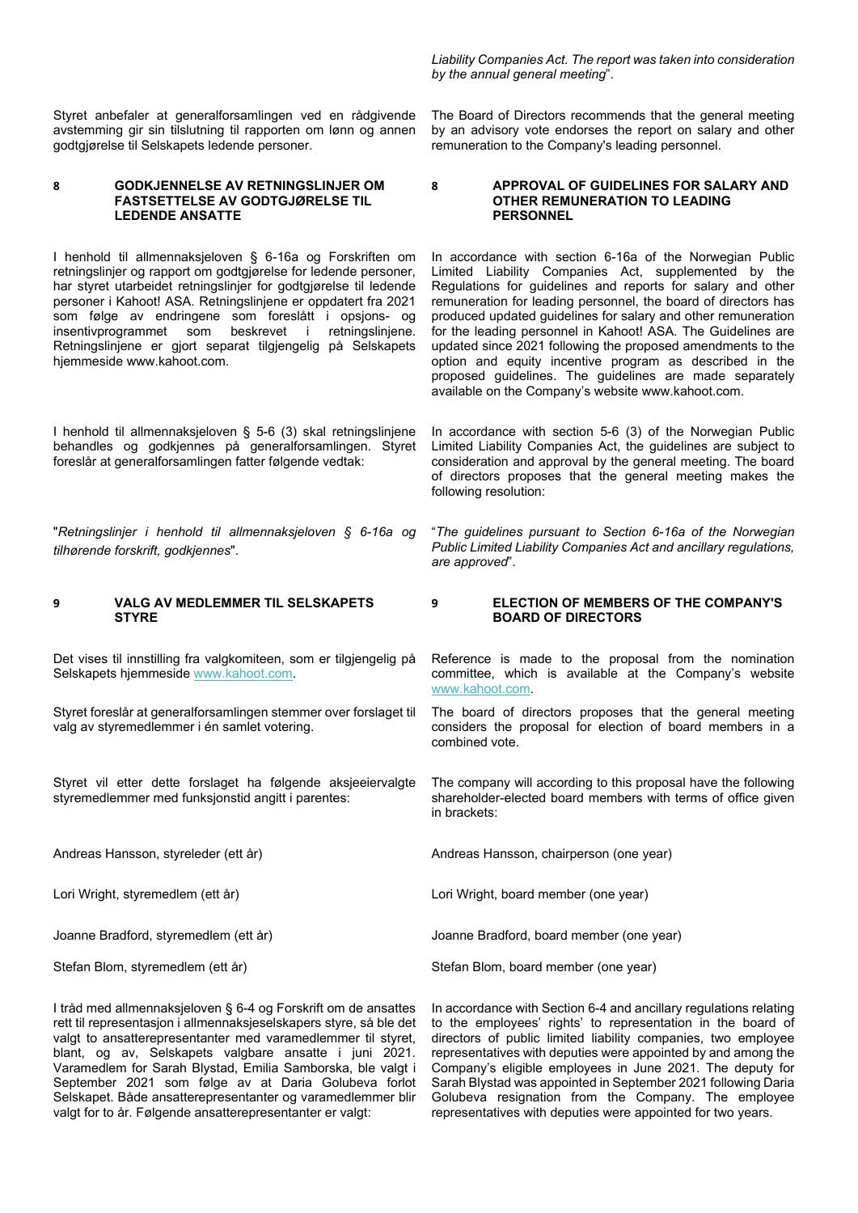*Liability Companies Act. The report was taken into consideration by the annual general meeting*".

Styret anbefaler at generalforsamlingen ved en rådgivende avstemming gir sin tilslutning til rapporten om lønn og annen godtgjørelse til Selskapets ledende personer.

The Board of Directors recommends that the general meeting by an advisory vote endorses the report on salary and other remuneration to the Company's leading personnel.

## 8 GODKJENNELSE AV RETNINGSLINJER OM FASTSETTELSE AV GODTGJØRELSE TIL LEDENDE ANSATTE

I henhold til allmennaksjeloven § 6-16a og Forskriften om retningslinjer og rapport om godtgjørelse for ledende personer, har styret utarbeidet retningslinjer for godtgjørelse til ledende personer i Kahoot! ASA. Retningslinjene er oppdatert fra 2021 som følge av endringene som foreslått i opsjons- og insentivprogrammet som beskrevet i retningslinjene. Retningslinjene er gjort separat tilgjengelig på Selskapets hjemmeside www.kahoot.com.

I henhold til allmennaksjeloven § 5-6 (3) skal retningslinjene behandles og godkjennes på generalforsamlingen. Styret foreslår at generalforsamlingen fatter følgende vedtak:

"*Retningslinjer i henhold til allmennaksjeloven § 6-16a og tilhørende forskrift, godkjennes*".

## 8 APPROVAL OF GUIDELINES FOR SALARY AND OTHER REMUNERATION TO LEADING PERSONNEL

In accordance with section 6-16a of the Norwegian Public Limited Liability Companies Act, supplemented by the Regulations for guidelines and reports for salary and other remuneration for leading personnel, the board of directors has produced updated guidelines for salary and other remuneration for the leading personnel in Kahoot! ASA. The Guidelines are updated since 2021 following the proposed amendments to the option and equity incentive program as described in the proposed guidelines. The guidelines are made separately available on the Company's website www.kahoot.com.

In accordance with section 5-6 (3) of the Norwegian Public Limited Liability Companies Act, the guidelines are subject to consideration and approval by the general meeting. The board of directors proposes that the general meeting makes the following resolution:

"*The guidelines pursuant to Section 6-16a of the Norwegian Public Limited Liability Companies Act and ancillary regulations, are approved*".

## 9 VALG AV MEDLEMMER TIL SELSKAPETS STYRE

Det vises til innstilling fra valgkomiteen, som er tilgjengelig på Selskapets hjemmeside www.kahoot.com.

Styret foreslår at generalforsamlingen stemmer over forslaget til valg av styremedlemmer i én samlet votering.

Styret vil etter dette forslaget ha følgende aksjeeiervalgte styremedlemmer med funksjonstid angitt i parentes:

Andreas Hansson, styreleder (ett år)

Lori Wright, styremedlem (ett år)

Joanne Bradford, styremedlem (ett år)

Stefan Blom, styremedlem (ett år)

I tråd med allmennaksjeloven § 6-4 og Forskrift om de ansattes rett til representasjon i allmennaksjeselskapers styre, så ble det valgt to ansatterepresentanter med varamedlemmer til styret, blant, og av, Selskapets valgbare ansatte i juni 2021. Varamedlem for Sarah Blystad, Emilia Samborska, ble valgt i September 2021 som følge av at Daria Golubeva forlot Selskapet. Både ansatterepresentanter og varamedlemmer blir valgt for to år. Følgende ansatterepresentanter er valgt:

## 9 ELECTION OF MEMBERS OF THE COMPANY'S BOARD OF DIRECTORS

Reference is made to the proposal from the nomination committee, which is available at the Company's website www.kahoot.com.

The board of directors proposes that the general meeting considers the proposal for election of board members in a combined vote.

The company will according to this proposal have the following shareholder-elected board members with terms of office given in brackets:

Andreas Hansson, chairperson (one year)

Lori Wright, board member (one year)

Joanne Bradford, board member (one year)

Stefan Blom, board member (one year)

In accordance with Section 6-4 and ancillary regulations relating to the employees' rights' to representation in the board of directors of public limited liability companies, two employee representatives with deputies were appointed by and among the Company's eligible employees in June 2021. The deputy for Sarah Blystad was appointed in September 2021 following Daria Golubeva resignation from the Company. The employee representatives with deputies were appointed for two years.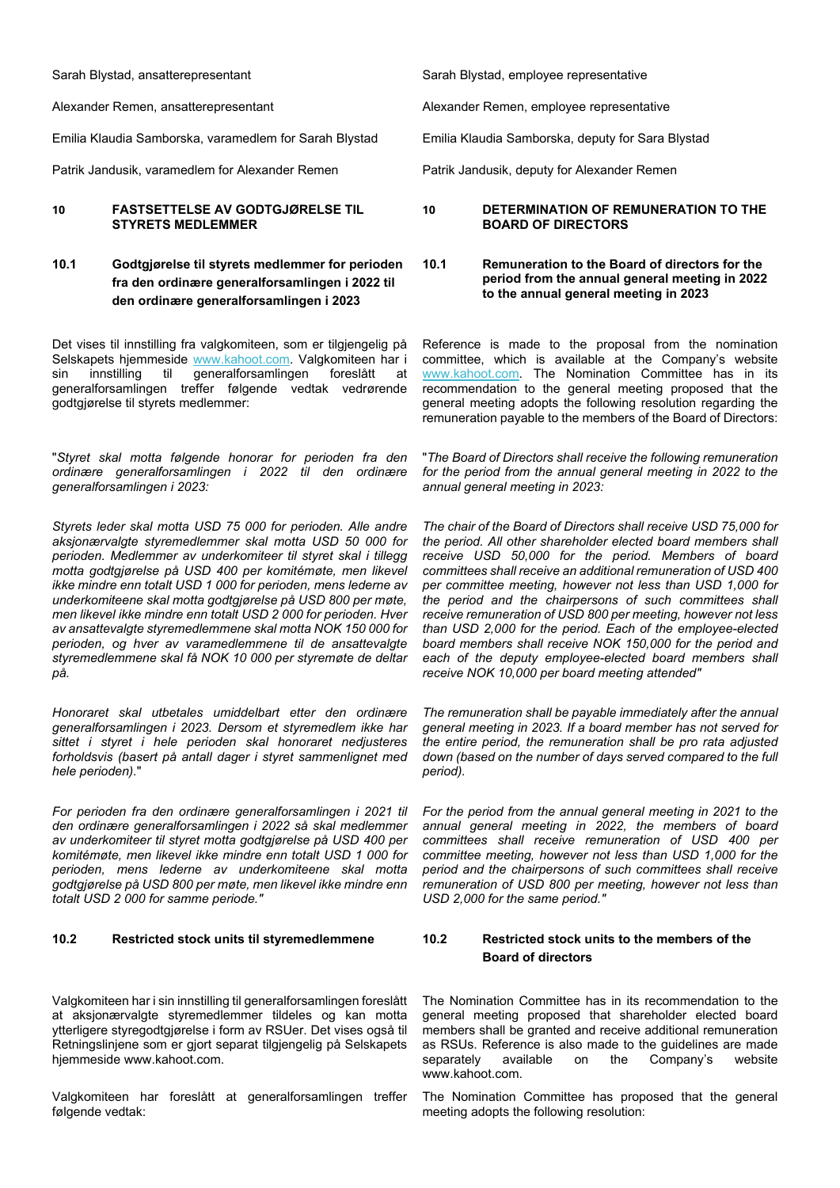Sarah Blystad, ansatterepresentant

Alexander Remen, ansatterepresentant

Emilia Klaudia Samborska, varamedlem for Sarah Blystad

Patrik Jandusik, varamedlem for Alexander Remen

### 10 FASTSETTELSE AV GODTGJØRELSE TIL STYRETS MEDLEMMER

#### 10.1 Godtgjørelse til styrets medlemmer for perioden fra den ordinære generalforsamlingen i 2022 til den ordinære generalforsamlingen i 2023

Det vises til innstilling fra valgkomiteen, som er tilgjengelig på Selskapets hjemmeside www.kahoot.com. Valgkomiteen har i sin innstilling til generalforsamlingen foreslått at generalforsamlingen treffer følgende vedtak vedrørende godtgjørelse til styrets medlemmer:

"*Styret skal motta følgende honorar for perioden fra den ordinære generalforsamlingen i 2022 til den ordinære generalforsamlingen i 2023:*

*Styrets leder skal motta USD 75 000 for perioden. Alle andre aksjonærvalgte styremedlemmer skal motta USD 50 000 for perioden. Medlemmer av underkomiteer til styret skal i tillegg motta godtgjørelse på USD 400 per komitémøte, men likevel ikke mindre enn totalt USD 1 000 for perioden, mens lederne av underkomiteene skal motta godtgjørelse på USD 800 per møte, men likevel ikke mindre enn totalt USD 2 000 for perioden. Hver av ansattevalgte styremedlemmene skal motta NOK 150 000 for perioden, og hver av varamedlemmene til de ansattevalgte styremedlemmene skal få NOK 10 000 per styremøte de deltar på.*

*Honoraret skal utbetales umiddelbart etter den ordinære generalforsamlingen i 2023. Dersom et styremedlem ikke har sittet i styret i hele perioden skal honoraret nedjusteres forholdsvis (basert på antall dager i styret sammenlignet med hele perioden).*"

*For perioden fra den ordinære generalforsamlingen i 2021 til den ordinære generalforsamlingen i 2022 så skal medlemmer av underkomiteer til styret motta godtgjørelse på USD 400 per komitémøte, men likevel ikke mindre enn totalt USD 1 000 for perioden, mens lederne av underkomiteene skal motta godtgjørelse på USD 800 per møte, men likevel ikke mindre enn totalt USD 2 000 for samme periode."*

#### 10.2 Restricted stock units til styremedlemmene

Valgkomiteen har i sin innstilling til generalforsamlingen foreslått at aksjonærvalgte styremedlemmer tildeles og kan motta ytterligere styregodtgjørelse i form av RSUer. Det vises også til Retningslinjene som er gjort separat tilgjengelig på Selskapets hjemmeside www.kahoot.com.

Valgkomiteen har foreslått at generalforsamlingen treffer følgende vedtak:

---

Sarah Blystad, employee representative

Alexander Remen, employee representative

Emilia Klaudia Samborska, deputy for Sara Blystad

Patrik Jandusik, deputy for Alexander Remen

### 10 DETERMINATION OF REMUNERATION TO THE BOARD OF DIRECTORS

#### 10.1 Remuneration to the Board of directors for the period from the annual general meeting in 2022 to the annual general meeting in 2023

Reference is made to the proposal from the nomination committee, which is available at the Company's website www.kahoot.com. The Nomination Committee has in its recommendation to the general meeting proposed that the general meeting adopts the following resolution regarding the remuneration payable to the members of the Board of Directors:

"*The Board of Directors shall receive the following remuneration for the period from the annual general meeting in 2022 to the annual general meeting in 2023:*

*The chair of the Board of Directors shall receive USD 75,000 for the period. All other shareholder elected board members shall receive USD 50,000 for the period. Members of board committees shall receive an additional remuneration of USD 400 per committee meeting, however not less than USD 1,000 for the period and the chairpersons of such committees shall receive remuneration of USD 800 per meeting, however not less than USD 2,000 for the period. Each of the employee-elected board members shall receive NOK 150,000 for the period and each of the deputy employee-elected board members shall receive NOK 10,000 per board meeting attended"*

*The remuneration shall be payable immediately after the annual general meeting in 2023. If a board member has not served for the entire period, the remuneration shall be pro rata adjusted down (based on the number of days served compared to the full period).*

*For the period from the annual general meeting in 2021 to the annual general meeting in 2022, the members of board committees shall receive remuneration of USD 400 per committee meeting, however not less than USD 1,000 for the period and the chairpersons of such committees shall receive remuneration of USD 800 per meeting, however not less than USD 2,000 for the same period."*

#### 10.2 Restricted stock units to the members of the Board of directors

The Nomination Committee has in its recommendation to the general meeting proposed that shareholder elected board members shall be granted and receive additional remuneration as RSUs. Reference is also made to the guidelines are made separately available on the Company's website www.kahoot.com.

The Nomination Committee has proposed that the general meeting adopts the following resolution: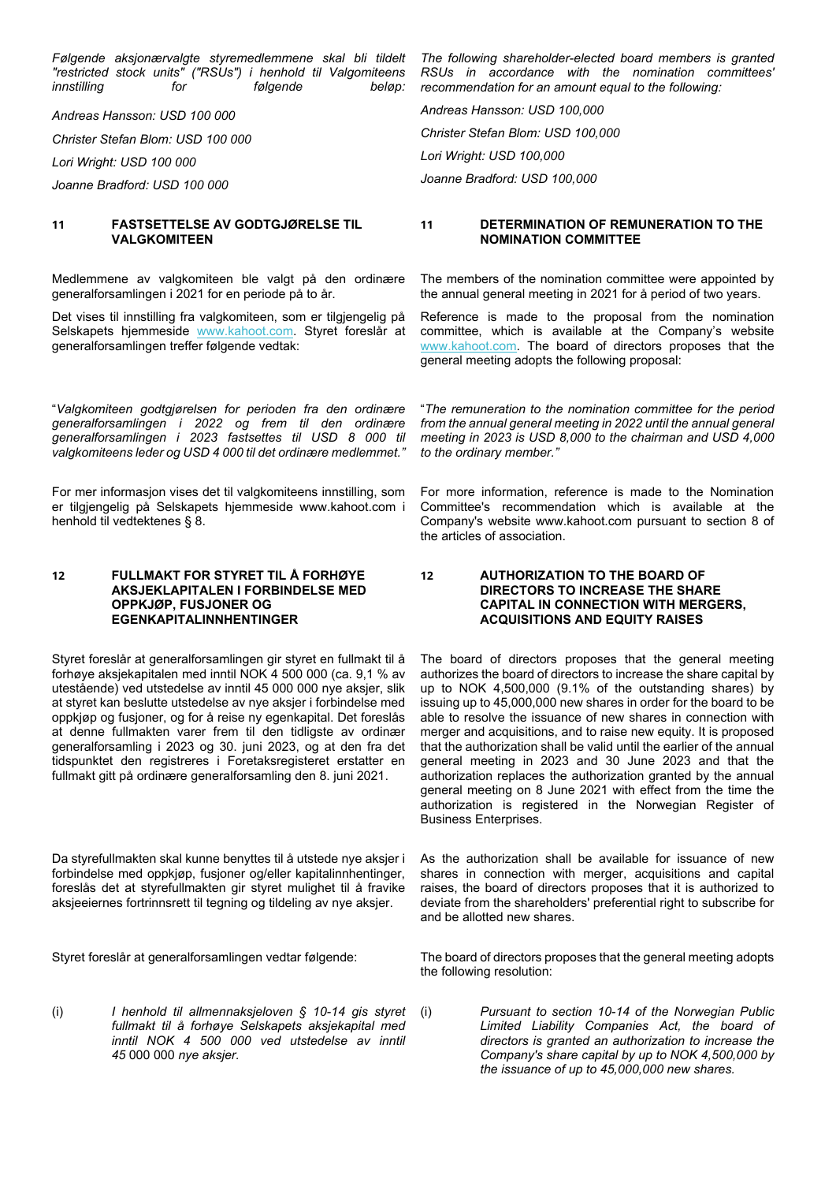*Følgende aksjonærvalgte styremedlemmene skal bli tildelt "restricted stock units" ("RSUs") i henhold til Valgomiteens innstilling for følgende beløp:*

*Andreas Hansson: USD 100 000*

*Christer Stefan Blom: USD 100 000*

*Lori Wright: USD 100 000*

*Joanne Bradford: USD 100 000*

*The following shareholder-elected board members is granted RSUs in accordance with the nomination committees' recommendation for an amount equal to the following:*

*Andreas Hansson: USD 100,000*

*Christer Stefan Blom: USD 100,000*

*Lori Wright: USD 100,000*

*Joanne Bradford: USD 100,000*

### 11 FASTSETTELSE AV GODTGJØRELSE TIL VALGKOMITEEN

Medlemmene av valgkomiteen ble valgt på den ordinære generalforsamlingen i 2021 for en periode på to år.

Det vises til innstilling fra valgkomiteen, som er tilgjengelig på Selskapets hjemmeside www.kahoot.com. Styret foreslår at generalforsamlingen treffer følgende vedtak:

"*Valgkomiteen godtgjørelsen for perioden fra den ordinære generalforsamlingen i 2022 og frem til den ordinære generalforsamlingen i 2023 fastsettes til USD 8 000 til valgkomiteens leder og USD 4 000 til det ordinære medlemmet.*"

For mer informasjon vises det til valgkomiteens innstilling, som er tilgjengelig på Selskapets hjemmeside www.kahoot.com i henhold til vedtektenes § 8.

### 11 DETERMINATION OF REMUNERATION TO THE NOMINATION COMMITTEE

The members of the nomination committee were appointed by the annual general meeting in 2021 for å period of two years.

Reference is made to the proposal from the nomination committee, which is available at the Company's website www.kahoot.com. The board of directors proposes that the general meeting adopts the following proposal:

"*The remuneration to the nomination committee for the period from the annual general meeting in 2022 until the annual general meeting in 2023 is USD 8,000 to the chairman and USD 4,000 to the ordinary member.*"

For more information, reference is made to the Nomination Committee's recommendation which is available at the Company's website www.kahoot.com pursuant to section 8 of the articles of association.

### 12 FULLMAKT FOR STYRET TIL Å FORHØYE AKSJEKLAPITALEN I FORBINDELSE MED OPPKJØP, FUSJONER OG EGENKAPITALINNHENTINGER

Styret foreslår at generalforsamlingen gir styret en fullmakt til å forhøye aksjekapitalen med inntil NOK 4 500 000 (ca. 9,1 % av utestående) ved utstedelse av inntil 45 000 000 nye aksjer, slik at styret kan beslutte utstedelse av nye aksjer i forbindelse med oppkjøp og fusjoner, og for å reise ny egenkapital. Det foreslås at denne fullmakten varer frem til den tidligste av ordinær generalforsamling i 2023 og 30. juni 2023, og at den fra det tidspunktet den registreres i Foretaksregisteret erstatter en fullmakt gitt på ordinære generalforsamling den 8. juni 2021.

Da styrefullmakten skal kunne benyttes til å utstede nye aksjer i forbindelse med oppkjøp, fusjoner og/eller kapitalinnhentinger, foreslås det at styrefullmakten gir styret mulighet til å fravike aksjeeiernes fortrinnsrett til tegning og tildeling av nye aksjer.

Styret foreslår at generalforsamlingen vedtar følgende:

(i) *I henhold til allmennaksjeloven § 10-14 gis styret fullmakt til å forhøye Selskapets aksjekapital med inntil NOK 4 500 000 ved utstedelse av inntil 45* 000 000 *nye aksjer.*

### 12 AUTHORIZATION TO THE BOARD OF DIRECTORS TO INCREASE THE SHARE CAPITAL IN CONNECTION WITH MERGERS, ACQUISITIONS AND EQUITY RAISES

The board of directors proposes that the general meeting authorizes the board of directors to increase the share capital by up to NOK 4,500,000 (9.1% of the outstanding shares) by issuing up to 45,000,000 new shares in order for the board to be able to resolve the issuance of new shares in connection with merger and acquisitions, and to raise new equity. It is proposed that the authorization shall be valid until the earlier of the annual general meeting in 2023 and 30 June 2023 and that the authorization replaces the authorization granted by the annual general meeting on 8 June 2021 with effect from the time the authorization is registered in the Norwegian Register of Business Enterprises.

As the authorization shall be available for issuance of new shares in connection with merger, acquisitions and capital raises, the board of directors proposes that it is authorized to deviate from the shareholders' preferential right to subscribe for and be allotted new shares.

The board of directors proposes that the general meeting adopts the following resolution:

(i) *Pursuant to section 10-14 of the Norwegian Public Limited Liability Companies Act, the board of directors is granted an authorization to increase the Company's share capital by up to NOK 4,500,000 by the issuance of up to 45,000,000 new shares.*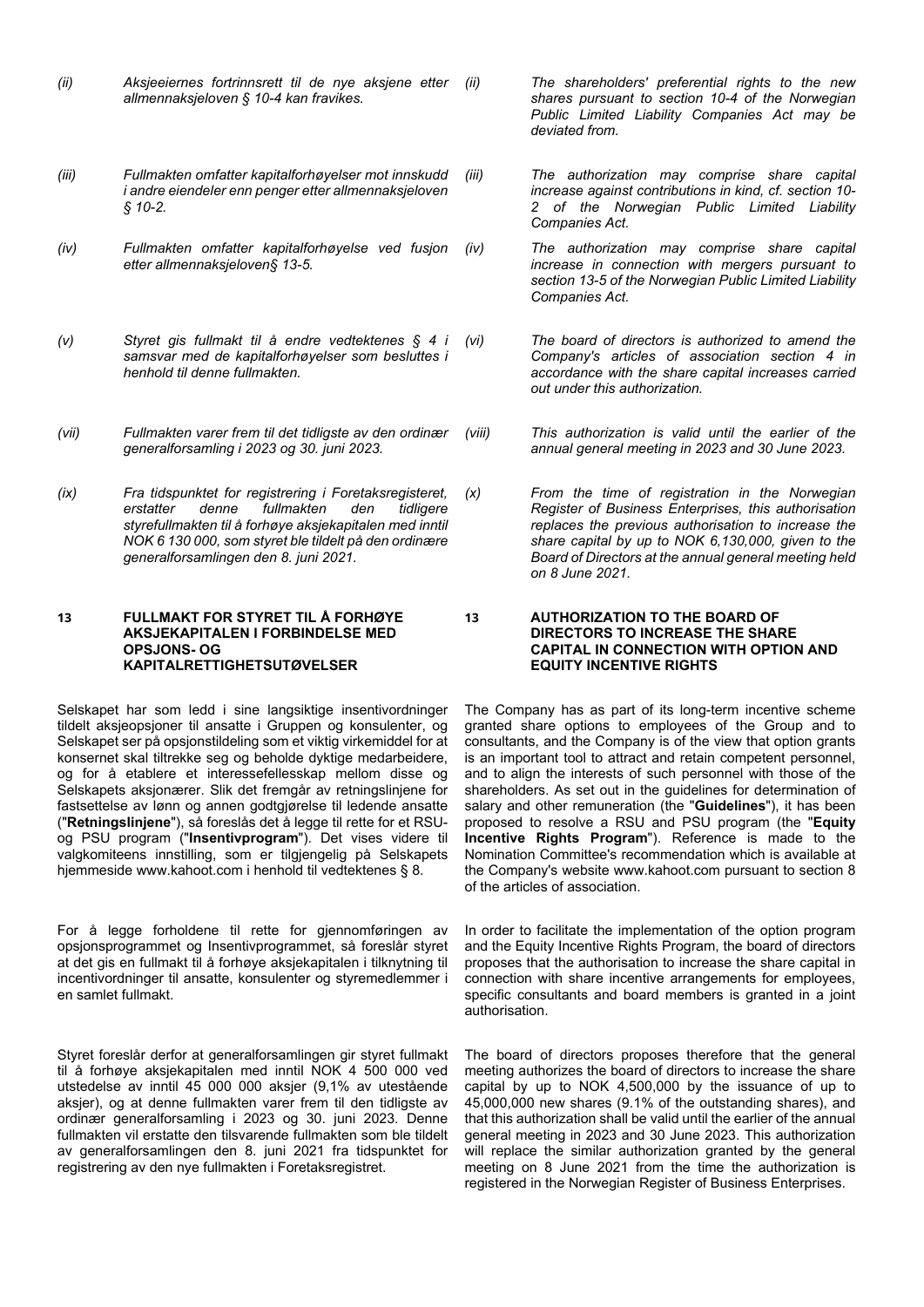*(ii)* *Aksjeeiernes fortrinnsrett til de nye aksjene etter allmennaksjeloven § 10-4 kan fravikes.*

*(iii)* *Fullmakten omfatter kapitalforhøyelser mot innskudd i andre eiendeler enn penger etter allmennaksjeloven § 10-2.*

*(iv)* *Fullmakten omfatter kapitalforhøyelse ved fusjon etter allmennaksjeloven§ 13-5.*

*(v)* *Styret gis fullmakt til å endre vedtektenes § 4 i samsvar med de kapitalforhøyelser som besluttes i henhold til denne fullmakten.*

*(vii)* *Fullmakten varer frem til det tidligste av den ordinær generalforsamling i 2023 og 30. juni 2023.*

*(ix)* *Fra tidspunktet for registrering i Foretaksregisteret, erstatter denne fullmakten den tidligere styrefullmakten til å forhøye aksjekapitalen med inntil NOK 6 130 000, som styret ble tildelt på den ordinære generalforsamlingen den 8. juni 2021.*

*(ii)* *The shareholders' preferential rights to the new shares pursuant to section 10-4 of the Norwegian Public Limited Liability Companies Act may be deviated from.*

*(iii)* *The authorization may comprise share capital increase against contributions in kind, cf. section 10-2 of the Norwegian Public Limited Liability Companies Act.*

*(iv)* *The authorization may comprise share capital increase in connection with mergers pursuant to section 13-5 of the Norwegian Public Limited Liability Companies Act.*

*(vi)* *The board of directors is authorized to amend the Company's articles of association section 4 in accordance with the share capital increases carried out under this authorization.*

*(viii)* *This authorization is valid until the earlier of the annual general meeting in 2023 and 30 June 2023.*

*(x)* *From the time of registration in the Norwegian Register of Business Enterprises, this authorisation replaces the previous authorisation to increase the share capital by up to NOK 6,130,000, given to the Board of Directors at the annual general meeting held on 8 June 2021.*

## 13 FULLMAKT FOR STYRET TIL Å FORHØYE AKSJEKAPITALEN I FORBINDELSE MED OPSJONS- OG KAPITALRETTIGHETSUTØVELSER

Selskapet har som ledd i sine langsiktige insentivordninger tildelt aksjeopsjoner til ansatte i Gruppen og konsulenter, og Selskapet ser på opsjonstildeling som et viktig virkemiddel for at konsernet skal tiltrekke seg og beholde dyktige medarbeidere, og for å etablere et interessefellesskap mellom disse og Selskapets aksjonærer. Slik det fremgår av retningslinjene for fastsettelse av lønn og annen godtgjørelse til ledende ansatte ("**Retningslinjene**"), så foreslås det å legge til rette for et RSU- og PSU program ("**Insentivprogram**"). Det vises videre til valgkomiteens innstilling, som er tilgjengelig på Selskapets hjemmeside www.kahoot.com i henhold til vedtektenes § 8.

For å legge forholdene til rette for gjennomføringen av opsjonsprogrammet og Insentivprogrammet, så foreslår styret at det gis en fullmakt til å forhøye aksjekapitalen i tilknytning til incentivordninger til ansatte, konsulenter og styremedlemmer i en samlet fullmakt.

Styret foreslår derfor at generalforsamlingen gir styret fullmakt til å forhøye aksjekapitalen med inntil NOK 4 500 000 ved utstedelse av inntil 45 000 000 aksjer (9,1% av utestående aksjer), og at denne fullmakten varer frem til den tidligste av ordinær generalforsamling i 2023 og 30. juni 2023. Denne fullmakten vil erstatte den tilsvarende fullmakten som ble tildelt av generalforsamlingen den 8. juni 2021 fra tidspunktet for registrering av den nye fullmakten i Foretaksregistret.

## 13 AUTHORIZATION TO THE BOARD OF DIRECTORS TO INCREASE THE SHARE CAPITAL IN CONNECTION WITH OPTION AND EQUITY INCENTIVE RIGHTS

The Company has as part of its long-term incentive scheme granted share options to employees of the Group and to consultants, and the Company is of the view that option grants is an important tool to attract and retain competent personnel, and to align the interests of such personnel with those of the shareholders. As set out in the guidelines for determination of salary and other remuneration (the "**Guidelines**"), it has been proposed to resolve a RSU and PSU program (the "**Equity Incentive Rights Program**"). Reference is made to the Nomination Committee's recommendation which is available at the Company's website www.kahoot.com pursuant to section 8 of the articles of association.

In order to facilitate the implementation of the option program and the Equity Incentive Rights Program, the board of directors proposes that the authorisation to increase the share capital in connection with share incentive arrangements for employees, specific consultants and board members is granted in a joint authorisation.

The board of directors proposes therefore that the general meeting authorizes the board of directors to increase the share capital by up to NOK 4,500,000 by the issuance of up to 45,000,000 new shares (9.1% of the outstanding shares), and that this authorization shall be valid until the earlier of the annual general meeting in 2023 and 30 June 2023. This authorization will replace the similar authorization granted by the general meeting on 8 June 2021 from the time the authorization is registered in the Norwegian Register of Business Enterprises.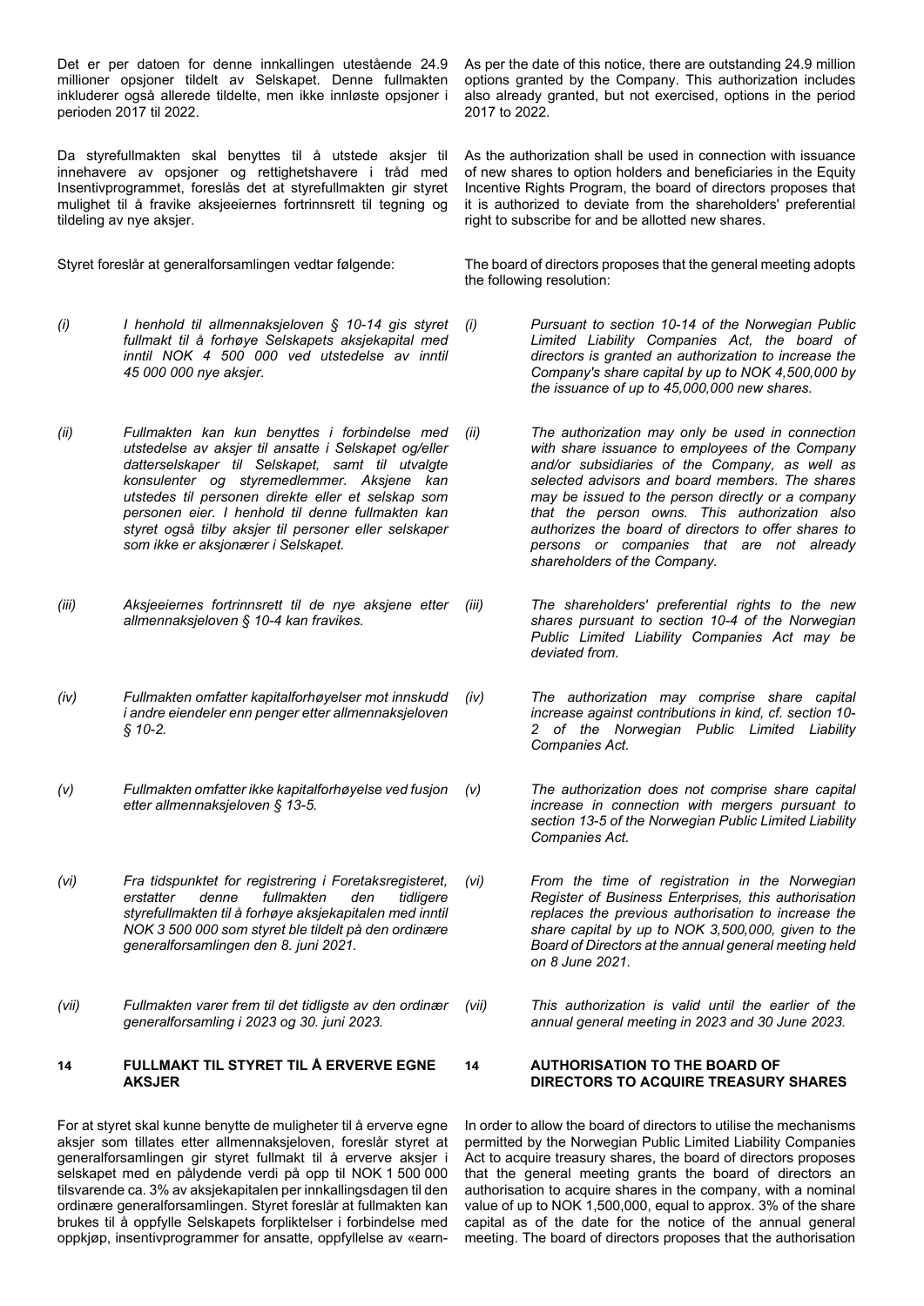Det er per datoen for denne innkallingen utestående 24.9 millioner opsjoner tildelt av Selskapet. Denne fullmakten inkluderer også allerede tildelte, men ikke innløste opsjoner i perioden 2017 til 2022.

As per the date of this notice, there are outstanding 24.9 million options granted by the Company. This authorization includes also already granted, but not exercised, options in the period 2017 to 2022.

Da styrefullmakten skal benyttes til å utstede aksjer til innehavere av opsjoner og rettighetshavere i tråd med Insentivprogrammet, foreslås det at styrefullmakten gir styret mulighet til å fravike aksjeeiernes fortrinnsrett til tegning og tildeling av nye aksjer.

As the authorization shall be used in connection with issuance of new shares to option holders and beneficiaries in the Equity Incentive Rights Program, the board of directors proposes that it is authorized to deviate from the shareholders' preferential right to subscribe for and be allotted new shares.

Styret foreslår at generalforsamlingen vedtar følgende:

The board of directors proposes that the general meeting adopts the following resolution:

*(i) I henhold til allmennaksjeloven § 10-14 gis styret fullmakt til å forhøye Selskapets aksjekapital med inntil NOK 4 500 000 ved utstedelse av inntil 45 000 000 nye aksjer.*

*(ii) Fullmakten kan kun benyttes i forbindelse med utstedelse av aksjer til ansatte i Selskapet og/eller datterselskaper til Selskapet, samt til utvalgte konsulenter og styremedlemmer. Aksjene kan utstedes til personen direkte eller et selskap som personen eier. I henhold til denne fullmakten kan styret også tilby aksjer til personer eller selskaper som ikke er aksjonærer i Selskapet.*

*(iii) Aksjeeiernes fortrinnsrett til de nye aksjene etter allmennaksjeloven § 10-4 kan fravikes.*

*(iv) Fullmakten omfatter kapitalforhøyelser mot innskudd i andre eiendeler enn penger etter allmennaksjeloven § 10-2.*

*(v) Fullmakten omfatter ikke kapitalforhøyelse ved fusjon etter allmennaksjeloven § 13-5.*

*(vi) Fra tidspunktet for registrering i Foretaksregisteret, erstatter denne fullmakten den tidligere styrefullmakten til å forhøye aksjekapitalen med inntil NOK 3 500 000 som styret ble tildelt på den ordinære generalforsamlingen den 8. juni 2021.*

*(vii) Fullmakten varer frem til det tidligste av den ordinær generalforsamling i 2023 og 30. juni 2023.*

*(i) Pursuant to section 10-14 of the Norwegian Public Limited Liability Companies Act, the board of directors is granted an authorization to increase the Company's share capital by up to NOK 4,500,000 by the issuance of up to 45,000,000 new shares.*

*(ii) The authorization may only be used in connection with share issuance to employees of the Company and/or subsidiaries of the Company, as well as selected advisors and board members. The shares may be issued to the person directly or a company that the person owns. This authorization also authorizes the board of directors to offer shares to persons or companies that are not already shareholders of the Company.*

*(iii) The shareholders' preferential rights to the new shares pursuant to section 10-4 of the Norwegian Public Limited Liability Companies Act may be deviated from.*

*(iv) The authorization may comprise share capital increase against contributions in kind, cf. section 10-2 of the Norwegian Public Limited Liability Companies Act.*

*(v) The authorization does not comprise share capital increase in connection with mergers pursuant to section 13-5 of the Norwegian Public Limited Liability Companies Act.*

*(vi) From the time of registration in the Norwegian Register of Business Enterprises, this authorisation replaces the previous authorisation to increase the share capital by up to NOK 3,500,000, given to the Board of Directors at the annual general meeting held on 8 June 2021.*

*(vii) This authorization is valid until the earlier of the annual general meeting in 2023 and 30 June 2023.*

## 14 FULLMAKT TIL STYRET TIL Å ERVERVE EGNE AKSJER

## 14 AUTHORISATION TO THE BOARD OF DIRECTORS TO ACQUIRE TREASURY SHARES

For at styret skal kunne benytte de muligheter til å erverve egne aksjer som tillates etter allmennaksjeloven, foreslår styret at generalforsamlingen gir styret fullmakt til å erverve aksjer i selskapet med en pålydende verdi på opp til NOK 1 500 000 tilsvarende ca. 3% av aksjekapitalen per innkallingsdagen til den ordinære generalforsamlingen. Styret foreslår at fullmakten kan brukes til å oppfylle Selskapets forpliktelser i forbindelse med oppkjøp, insentivprogrammer for ansatte, oppfyllelse av «earn-

In order to allow the board of directors to utilise the mechanisms permitted by the Norwegian Public Limited Liability Companies Act to acquire treasury shares, the board of directors proposes that the general meeting grants the board of directors an authorisation to acquire shares in the company, with a nominal value of up to NOK 1,500,000, equal to approx. 3% of the share capital as of the date for the notice of the annual general meeting. The board of directors proposes that the authorisation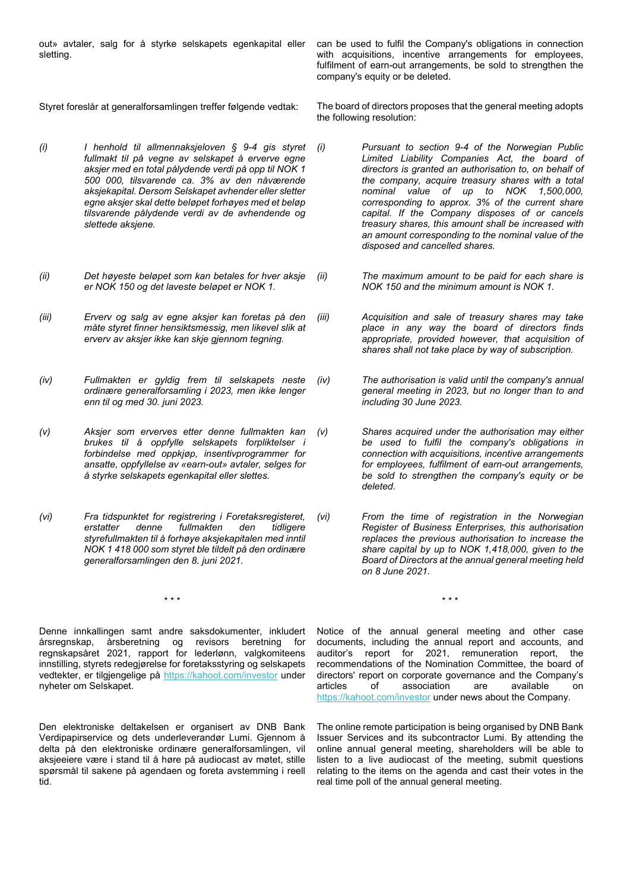out» avtaler, salg for å styrke selskapets egenkapital eller sletting.

can be used to fulfil the Company's obligations in connection with acquisitions, incentive arrangements for employees, fulfilment of earn-out arrangements, be sold to strengthen the company's equity or be deleted.

Styret foreslår at generalforsamlingen treffer følgende vedtak:

The board of directors proposes that the general meeting adopts the following resolution:

*(i) I henhold til allmennaksjeloven § 9-4 gis styret fullmakt til på vegne av selskapet å erverve egne aksjer med en total pålydende verdi på opp til NOK 1 500 000, tilsvarende ca. 3% av den nåværende aksjekapital. Dersom Selskapet avhender eller sletter egne aksjer skal dette beløpet forhøyes med et beløp tilsvarende pålydende verdi av de avhendende og slettede aksjene.*

*(i) Pursuant to section 9-4 of the Norwegian Public Limited Liability Companies Act, the board of directors is granted an authorisation to, on behalf of the company, acquire treasury shares with a total nominal value of up to NOK 1,500,000, corresponding to approx. 3% of the current share capital. If the Company disposes of or cancels treasury shares, this amount shall be increased with an amount corresponding to the nominal value of the disposed and cancelled shares.*

*(ii) Det høyeste beløpet som kan betales for hver aksje er NOK 150 og det laveste beløpet er NOK 1.*

*(ii) The maximum amount to be paid for each share is NOK 150 and the minimum amount is NOK 1.*

*(iii) Erverv og salg av egne aksjer kan foretas på den måte styret finner hensiktsmessig, men likevel slik at erverv av aksjer ikke kan skje gjennom tegning.*

*(iii) Acquisition and sale of treasury shares may take place in any way the board of directors finds appropriate, provided however, that acquisition of shares shall not take place by way of subscription.*

*(iv) Fullmakten er gyldig frem til selskapets neste ordinære generalforsamling i 2023, men ikke lenger enn til og med 30. juni 2023.*

*(iv) The authorisation is valid until the company's annual general meeting in 2023, but no longer than to and including 30 June 2023.*

*(v) Aksjer som erverves etter denne fullmakten kan brukes til å oppfylle selskapets forpliktelser i forbindelse med oppkjøp, insentivprogrammer for ansatte, oppfyllelse av «earn-out» avtaler, selges for å styrke selskapets egenkapital eller slettes.*

*(v) Shares acquired under the authorisation may either be used to fulfil the company's obligations in connection with acquisitions, incentive arrangements for employees, fulfilment of earn-out arrangements, be sold to strengthen the company's equity or be deleted.*

*(vi) Fra tidspunktet for registrering i Foretaksregisteret, erstatter denne fullmakten den tidligere styrefullmakten til å forhøye aksjekapitalen med inntil NOK 1 418 000 som styret ble tildelt på den ordinære generalforsamlingen den 8. juni 2021.*

*(vi) From the time of registration in the Norwegian Register of Business Enterprises, this authorisation replaces the previous authorisation to increase the share capital by up to NOK 1,418,000, given to the Board of Directors at the annual general meeting held on 8 June 2021.*

\* \* \*

Denne innkallingen samt andre saksdokumenter, inkludert årsregnskap, årsberetning og revisors beretning for regnskapsåret 2021, rapport for lederlønn, valgkomiteens innstilling, styrets redegjørelse for foretaksstyring og selskapets vedtekter, er tilgjengelige på https://kahoot.com/investor under nyheter om Selskapet.

Notice of the annual general meeting and other case documents, including the annual report and accounts, and auditor's report for 2021, remuneration report, the recommendations of the Nomination Committee, the board of directors' report on corporate governance and the Company's articles of association are available on https://kahoot.com/investor under news about the Company.

Den elektroniske deltakelsen er organisert av DNB Bank Verdipapirservice og dets underleverandør Lumi. Gjennom å delta på den elektroniske ordinære generalforsamlingen, vil aksjeeiere være i stand til å høre på audiocast av møtet, stille spørsmål til sakene på agendaen og foreta avstemming i reell tid.

The online remote participation is being organised by DNB Bank Issuer Services and its subcontractor Lumi. By attending the online annual general meeting, shareholders will be able to listen to a live audiocast of the meeting, submit questions relating to the items on the agenda and cast their votes in the real time poll of the annual general meeting.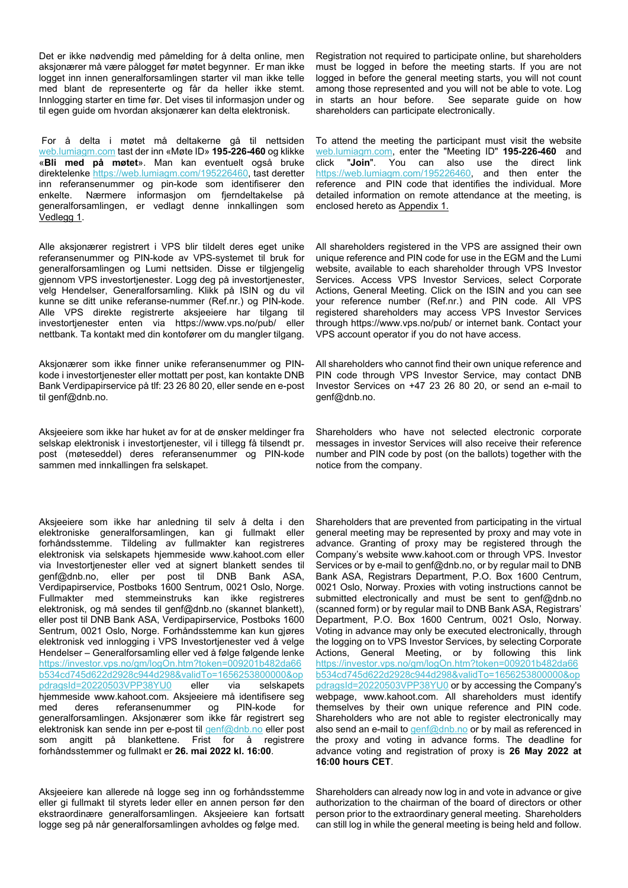Det er ikke nødvendig med påmelding for å delta online, men aksjonærer må være pålogget før møtet begynner. Er man ikke logget inn innen generalforsamlingen starter vil man ikke telle med blant de representerte og får da heller ikke stemt. Innlogging starter en time før. Det vises til informasjon under og til egen guide om hvordan aksjonærer kan delta elektronisk.

Registration not required to participate online, but shareholders must be logged in before the meeting starts. If you are not logged in before the general meeting starts, you will not count among those represented and you will not be able to vote. Log in starts an hour before. See separate guide on how shareholders can participate electronically.

For å delta i møtet må deltakerne gå til nettsiden web.lumiagm.com tast der inn «Møte ID» **195-226-460** og klikke «**Bli med på møtet**». Man kan eventuelt også bruke direktelenke https://web.lumiagm.com/195226460, tast deretter inn referansenummer og pin-kode som identifiserer den enkelte. Nærmere informasjon om fjerndeltakelse på generalforsamlingen, er vedlagt denne innkallingen som Vedlegg 1.

To attend the meeting the participant must visit the website web.lumiagm.com, enter the "Meeting ID" **195-226-460** and click "**Join**". You can also use the direct link https://web.lumiagm.com/195226460, and then enter the reference and PIN code that identifies the individual. More detailed information on remote attendance at the meeting, is enclosed hereto as Appendix 1.

Alle aksjonærer registrert i VPS blir tildelt deres eget unike referansenummer og PIN-kode av VPS-systemet til bruk for generalforsamlingen og Lumi nettsiden. Disse er tilgjengelig gjennom VPS investortjenester. Logg deg på investortjenester, velg Hendelser, Generalforsamling. Klikk på ISIN og du vil kunne se ditt unike referanse-nummer (Ref.nr.) og PIN-kode. Alle VPS direkte registrerte aksjeeiere har tilgang til investortjenester enten via https://www.vps.no/pub/ eller nettbank. Ta kontakt med din kontofører om du mangler tilgang.

All shareholders registered in the VPS are assigned their own unique reference and PIN code for use in the EGM and the Lumi website, available to each shareholder through VPS Investor Services. Access VPS Investor Services, select Corporate Actions, General Meeting. Click on the ISIN and you can see your reference number (Ref.nr.) and PIN code. All VPS registered shareholders may access VPS Investor Services through https://www.vps.no/pub/ or internet bank. Contact your VPS account operator if you do not have access.

Aksjonærer som ikke finner unike referansenummer og PIN-kode i investortjenester eller mottatt per post, kan kontakte DNB Bank Verdipapirservice på tlf: 23 26 80 20, eller sende en e-post til genf@dnb.no.

All shareholders who cannot find their own unique reference and PIN code through VPS Investor Service, may contact DNB Investor Services on +47 23 26 80 20, or send an e-mail to genf@dnb.no.

Aksjeeiere som ikke har huket av for at de ønsker meldinger fra selskap elektronisk i investortjenester, vil i tillegg få tilsendt pr. post (møteseddel) deres referansenummer og PIN-kode sammen med innkallingen fra selskapet.

Shareholders who have not selected electronic corporate messages in investor Services will also receive their reference number and PIN code by post (on the ballots) together with the notice from the company.

Aksjeeiere som ikke har anledning til selv å delta i den elektroniske generalforsamlingen, kan gi fullmakt eller forhåndsstemme. Tildeling av fullmakter kan registreres elektronisk via selskapets hjemmeside www.kahoot.com eller via Investortjenester eller ved at signert blankett sendes til genf@dnb.no, eller per post til DNB Bank ASA, Verdipapirservice, Postboks 1600 Sentrum, 0021 Oslo, Norge. Fullmakter med stemmeinstruks kan ikke registreres elektronisk, og må sendes til genf@dnb.no (skannet blankett), eller post til DNB Bank ASA, Verdipapirservice, Postboks 1600 Sentrum, 0021 Oslo, Norge. Forhåndsstemme kan kun gjøres elektronisk ved innlogging i VPS Investortjenester ved å velge Hendelser – Generalforsamling eller ved å følge følgende lenke https://investor.vps.no/gm/logOn.htm?token=009201b482da66b534cd745d622d2928c944d298&validTo=1656253800000&oppdragsId=20220503VPP38YU0 eller via selskapets hjemmeside www.kahoot.com. Aksjeeiere må identifisere seg med deres referansenummer og PIN-kode for generalforsamlingen. Aksjonærer som ikke får registrert seg elektronisk kan sende inn per e-post til genf@dnb.no eller post som angitt på blankettene. Frist for å registrere forhåndsstemmer og fullmakt er **26. mai 2022 kl. 16:00**.

Shareholders that are prevented from participating in the virtual general meeting may be represented by proxy and may vote in advance. Granting of proxy may be registered through the Company's website www.kahoot.com or through VPS. Investor Services or by e-mail to genf@dnb.no, or by regular mail to DNB Bank ASA, Registrars Department, P.O. Box 1600 Centrum, 0021 Oslo, Norway. Proxies with voting instructions cannot be submitted electronically and must be sent to genf@dnb.no (scanned form) or by regular mail to DNB Bank ASA, Registrars' Department, P.O. Box 1600 Centrum, 0021 Oslo, Norway. Voting in advance may only be executed electronically, through the logging on to VPS Investor Services, by selecting Corporate Actions, General Meeting, or by following this link https://investor.vps.no/gm/logOn.htm?token=009201b482da66b534cd745d622d2928c944d298&validTo=1656253800000&oppdragsId=20220503VPP38YU0 or by accessing the Company's webpage, www.kahoot.com. All shareholders must identify for themselves by their own unique reference and PIN code. Shareholders who are not able to register electronically may also send an e-mail to genf@dnb.no or by mail as referenced in the proxy and voting in advance forms. The deadline for advance voting and registration of proxy is **26 May 2022 at 16:00 hours CET**.

Aksjeeiere kan allerede nå logge seg inn og forhåndsstemme eller gi fullmakt til styrets leder eller en annen person før den ekstraordinære generalforsamlingen. Aksjeeiere kan fortsatt logge seg på når generalforsamlingen avholdes og følge med.

Shareholders can already now log in and vote in advance or give authorization to the chairman of the board of directors or other person prior to the extraordinary general meeting. Shareholders can still log in while the general meeting is being held and follow.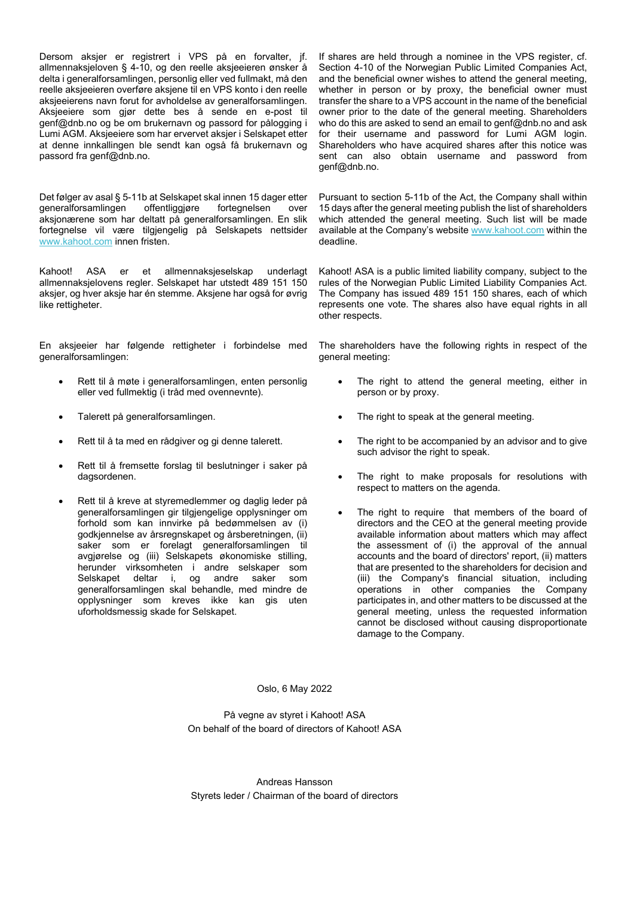Dersom aksjer er registrert i VPS på en forvalter, jf. allmennaksjeloven § 4-10, og den reelle aksjeeieren ønsker å delta i generalforsamlingen, personlig eller ved fullmakt, må den reelle aksjeeieren overføre aksjene til en VPS konto i den reelle aksjeeierens navn forut for avholdelse av generalforsamlingen. Aksjeeiere som gjør dette bes å sende en e-post til genf@dnb.no og be om brukernavn og passord for pålogging i Lumi AGM. Aksjeeiere som har ervervet aksjer i Selskapet etter at denne innkallingen ble sendt kan også få brukernavn og passord fra genf@dnb.no.

If shares are held through a nominee in the VPS register, cf. Section 4-10 of the Norwegian Public Limited Companies Act, and the beneficial owner wishes to attend the general meeting, whether in person or by proxy, the beneficial owner must transfer the share to a VPS account in the name of the beneficial owner prior to the date of the general meeting. Shareholders who do this are asked to send an email to genf@dnb.no and ask for their username and password for Lumi AGM login. Shareholders who have acquired shares after this notice was sent can also obtain username and password from genf@dnb.no.

Det følger av asal § 5-11b at Selskapet skal innen 15 dager etter generalforsamlingen offentliggjøre fortegnelsen over aksjonærene som har deltatt på generalforsamlingen. En slik fortegnelse vil være tilgjengelig på Selskapets nettsider www.kahoot.com innen fristen.

Pursuant to section 5-11b of the Act, the Company shall within 15 days after the general meeting publish the list of shareholders which attended the general meeting. Such list will be made available at the Company's website www.kahoot.com within the deadline.

Kahoot! ASA er et allmennaksjeselskap underlagt allmennaksjelovens regler. Selskapet har utstedt 489 151 150 aksjer, og hver aksje har én stemme. Aksjene har også for øvrig like rettigheter.

Kahoot! ASA is a public limited liability company, subject to the rules of the Norwegian Public Limited Liability Companies Act. The Company has issued 489 151 150 shares, each of which represents one vote. The shares also have equal rights in all other respects.

En aksjeeier har følgende rettigheter i forbindelse med generalforsamlingen:

- Rett til å møte i generalforsamlingen, enten personlig eller ved fullmektig (i tråd med ovennevnte).
- Talerett på generalforsamlingen.
- Rett til å ta med en rådgiver og gi denne talerett.
- Rett til å fremsette forslag til beslutninger i saker på dagsordenen.
- Rett til å kreve at styremedlemmer og daglig leder på generalforsamlingen gir tilgjengelige opplysninger om forhold som kan innvirke på bedømmelsen av (i) godkjennelse av årsregnskapet og årsberetningen, (ii) saker som er forelagt generalforsamlingen til avgjørelse og (iii) Selskapets økonomiske stilling, herunder virksomheten i andre selskaper som Selskapet deltar i, og andre saker som generalforsamlingen skal behandle, med mindre de opplysninger som kreves ikke kan gis uten uforholdsmessig skade for Selskapet.

The shareholders have the following rights in respect of the general meeting:

- The right to attend the general meeting, either in person or by proxy.
- The right to speak at the general meeting.
- The right to be accompanied by an advisor and to give such advisor the right to speak.
- The right to make proposals for resolutions with respect to matters on the agenda.
- The right to require that members of the board of directors and the CEO at the general meeting provide available information about matters which may affect the assessment of (i) the approval of the annual accounts and the board of directors' report, (ii) matters that are presented to the shareholders for decision and (iii) the Company's financial situation, including operations in other companies the Company participates in, and other matters to be discussed at the general meeting, unless the requested information cannot be disclosed without causing disproportionate damage to the Company.

Oslo, 6 May 2022

På vegne av styret i Kahoot! ASA
On behalf of the board of directors of Kahoot! ASA

Andreas Hansson
Styrets leder / Chairman of the board of directors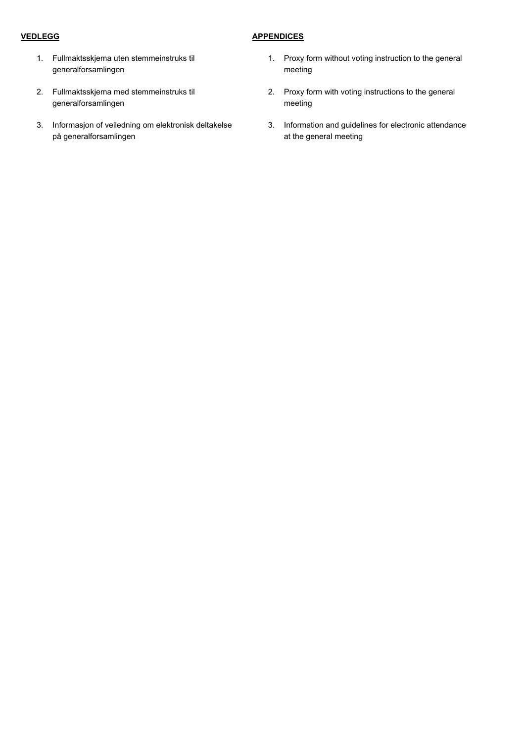**VEDLEGG**

1. Fullmaktsskjema uten stemmeinstruks til generalforsamlingen

2. Fullmaktsskjema med stemmeinstruks til generalforsamlingen

3. Informasjon of veiledning om elektronisk deltakelse på generalforsamlingen

**APPENDICES**

1. Proxy form without voting instruction to the general meeting

2. Proxy form with voting instructions to the general meeting

3. Information and guidelines for electronic attendance at the general meeting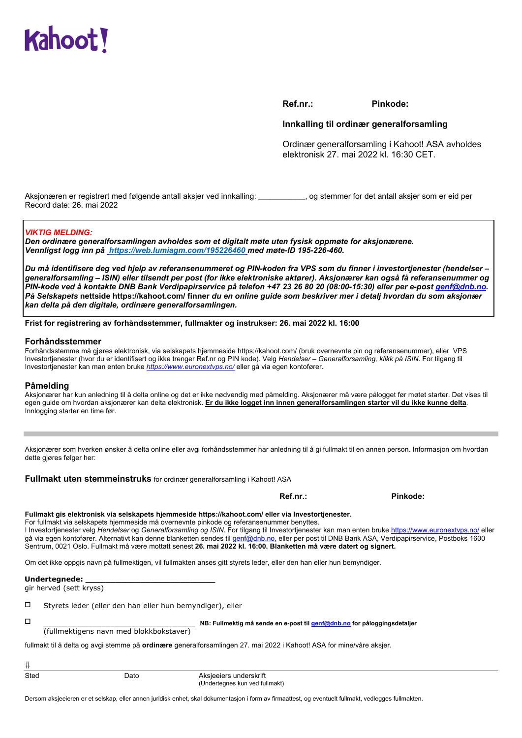Kahoot!

**Ref.nr.:** **Pinkode:**

**Innkalling til ordinær generalforsamling**

Ordinær generalforsamling i Kahoot! ASA avholdes elektronisk 27. mai 2022 kl. 16:30 CET.

Aksjonæren er registrert med følgende antall aksjer ved innkalling: ___________, og stemmer for det antall aksjer som er eid per Record date: 26. mai 2022

***VIKTIG MELDING:***
***Den ordinære generalforsamlingen avholdes som et digitalt møte uten fysisk oppmøte for aksjonærene. Vennligst logg inn på [https://web.lumiagm.com/195226460](https://web.lumiagm.com/195226460) med møte-ID 195-226-460.***

***Du må identifisere deg ved hjelp av referansenummeret og PIN-koden fra VPS som du finner i investortjenester (hendelser – generalforsamling – ISIN) eller tilsendt per post (for ikke elektroniske aktører). Aksjonærer kan også få referansenummer og PIN-kode ved å kontakte DNB Bank Verdipapirservice på telefon +47 23 26 80 20 (08:00-15:30) eller per e-post genf@dnb.no. På Selskapets* nettside https://kahoot.com/ *finner du en online guide som beskriver mer i detalj hvordan du som aksjonær kan delta på den digitale, ordinære generalforsamlingen.***

**Frist for registrering av forhåndsstemmer, fullmakter og instrukser: 26. mai 2022 kl. 16:00**

## Forhåndsstemmer

Forhåndsstemme må gjøres elektronisk, via selskapets hjemmeside https://kahoot.com/ (bruk overnevnte pin og referansenummer), eller VPS Investortjenester (hvor du er identifisert og ikke trenger Ref.nr og PIN kode). Velg *Hendelser – Generalforsamling, klikk på ISIN*. For tilgang til Investortjenester kan man enten bruke *https://www.euronextvps.no/* eller gå via egen kontofører.

## Påmelding

Aksjonærer har kun anledning til å delta online og det er ikke nødvendig med påmelding. Aksjonærer må være pålogget før møtet starter. Det vises til egen guide om hvordan aksjonærer kan delta elektronisk. **Er du ikke logget inn innen generalforsamlingen starter vil du ikke kunne delta**. Innlogging starter en time før.

---

Aksjonærer som hverken ønsker å delta online eller avgi forhåndsstemmer har anledning til å gi fullmakt til en annen person. Informasjon om hvordan dette gjøres følger her:

## Fullmakt uten stemmeinstruks for ordinær generalforsamling i Kahoot! ASA

**Ref.nr.:** **Pinkode:**

**Fullmakt gis elektronisk via selskapets hjemmeside https://kahoot.com/ eller via Investortjenester.**
For fullmakt via selskapets hjemmeside må overnevnte pinkode og referansenummer benyttes.
I Investortjenester velg *Hendelser* og *Generalforsamling og ISIN*. For tilgang til Investortjenester kan man enten bruke https://www.euronextvps.no/ eller gå via egen kontofører. Alternativt kan denne blanketten sendes til genf@dnb.no, eller per post til DNB Bank ASA, Verdipapirservice, Postboks 1600 Sentrum, 0021 Oslo. Fullmakt må være mottatt senest **26. mai 2022 kl. 16:00. Blanketten må være datert og signert.**

Om det ikke oppgis navn på fullmektigen, vil fullmakten anses gitt styrets leder, eller den han eller hun bemyndiger.

**Undertegnede: ______________________________**
gir herved (sett kryss)

☐ Styrets leder (eller den han eller hun bemyndiger), eller

☐ ____________________________________ **NB: Fullmektig må sende en e-post til genf@dnb.no for påloggingsdetaljer**
(fullmektigens navn med blokkbokstaver)

fullmakt til å delta og avgi stemme på **ordinære** generalforsamlingen 27. mai 2022 i Kahoot! ASA for mine/våre aksjer.

#

| Sted | Dato | Aksjeeiers underskrift (Undertegnes kun ved fullmakt) |
|---|---|---|

Dersom aksjeeieren er et selskap, eller annen juridisk enhet, skal dokumentasjon i form av firmaattest, og eventuelt fullmakt, vedlegges fullmakten.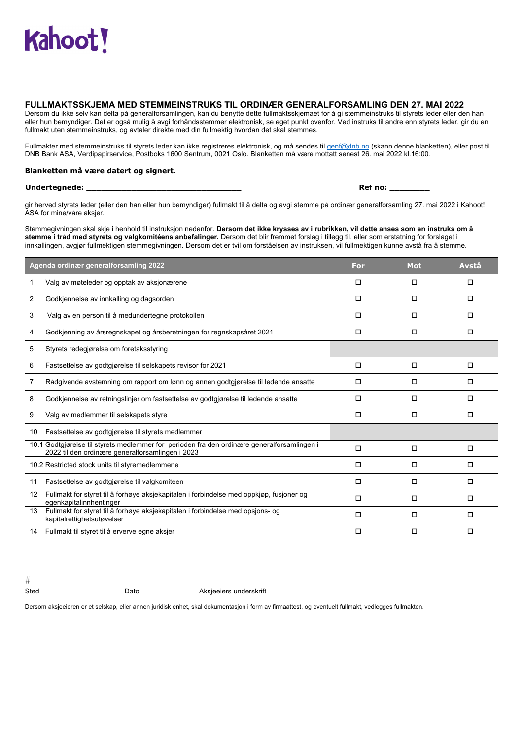Kahoot!

## FULLMAKTSSKJEMA MED STEMMEINSTRUKS TIL ORDINÆR GENERALFORSAMLING DEN 27. MAI 2022

Dersom du ikke selv kan delta på generalforsamlingen, kan du benytte dette fullmaktsskjemaet for å gi stemmeinstruks til styrets leder eller den han eller hun bemyndiger. Det er også mulig å avgi forhåndsstemmer elektronisk, se eget punkt ovenfor. Ved instruks til andre enn styrets leder, gir du en fullmakt uten stemmeinstruks, og avtaler direkte med din fullmektig hvordan det skal stemmes.

Fullmakter med stemmeinstruks til styrets leder kan ikke registreres elektronisk, og må sendes til genf@dnb.no (skann denne blanketten), eller post til DNB Bank ASA, Verdipapirservice, Postboks 1600 Sentrum, 0021 Oslo. Blanketten må være mottatt senest 26. mai 2022 kl.16:00.

**Blanketten må være datert og signert.**

**Undertegnede: ________________________________** **Ref no: ________**

gir herved styrets leder (eller den han eller hun bemyndiger) fullmakt til å delta og avgi stemme på ordinær generalforsamling 27. mai 2022 i Kahoot! ASA for mine/våre aksjer.

Stemmegivningen skal skje i henhold til instruksjon nedenfor. **Dersom det ikke krysses av i rubrikken, vil dette anses som en instruks om å stemme i tråd med styrets og valgkomitéens anbefalinger.** Dersom det blir fremmet forslag i tillegg til, eller som erstatning for forslaget i innkallingen, avgjør fullmektigen stemmegivningen. Dersom det er tvil om forståelsen av instruksen, vil fullmektigen kunne avstå fra å stemme.

| Agenda ordinær generalforsamling 2022 | For | Mot | Avstå |
|---|---|---|---|
| 1 Valg av møteleder og opptak av aksjonærene | ☐ | ☐ | ☐ |
| 2 Godkjennelse av innkalling og dagsorden | ☐ | ☐ | ☐ |
| 3 Valg av en person til å medundertegne protokollen | ☐ | ☐ | ☐ |
| 4 Godkjenning av årsregnskapet og årsberetningen for regnskapsåret 2021 | ☐ | ☐ | ☐ |
| 5 Styrets redegjørelse om foretaksstyring | | | |
| 6 Fastsettelse av godtgjørelse til selskapets revisor for 2021 | ☐ | ☐ | ☐ |
| 7 Rådgivende avstemning om rapport om lønn og annen godtgjørelse til ledende ansatte | ☐ | ☐ | ☐ |
| 8 Godkjennelse av retningslinjer om fastsettelse av godtgjørelse til ledende ansatte | ☐ | ☐ | ☐ |
| 9 Valg av medlemmer til selskapets styre | ☐ | ☐ | ☐ |
| 10 Fastsettelse av godtgjørelse til styrets medlemmer | | | |
| 10.1 Godtgjørelse til styrets medlemmer for perioden fra den ordinære generalforsamlingen i 2022 til den ordinære generalforsamlingen i 2023 | ☐ | ☐ | ☐ |
| 10.2 Restricted stock units til styremedlemmene | ☐ | ☐ | ☐ |
| 11 Fastsettelse av godtgjørelse til valgkomiteen | ☐ | ☐ | ☐ |
| 12 Fullmakt for styret til å forhøye aksjekapitalen i forbindelse med oppkjøp, fusjoner og egenkapitalinnhentinger | ☐ | ☐ | ☐ |
| 13 Fullmakt for styret til å forhøye aksjekapitalen i forbindelse med opsjons- og kapitalrettighetsutøvelser | ☐ | ☐ | ☐ |
| 14 Fullmakt til styret til å erverve egne aksjer | ☐ | ☐ | ☐ |

#

Sted Dato Aksjeeiers underskrift

Dersom aksjeeieren er et selskap, eller annen juridisk enhet, skal dokumentasjon i form av firmaattest, og eventuelt fullmakt, vedlegges fullmakten.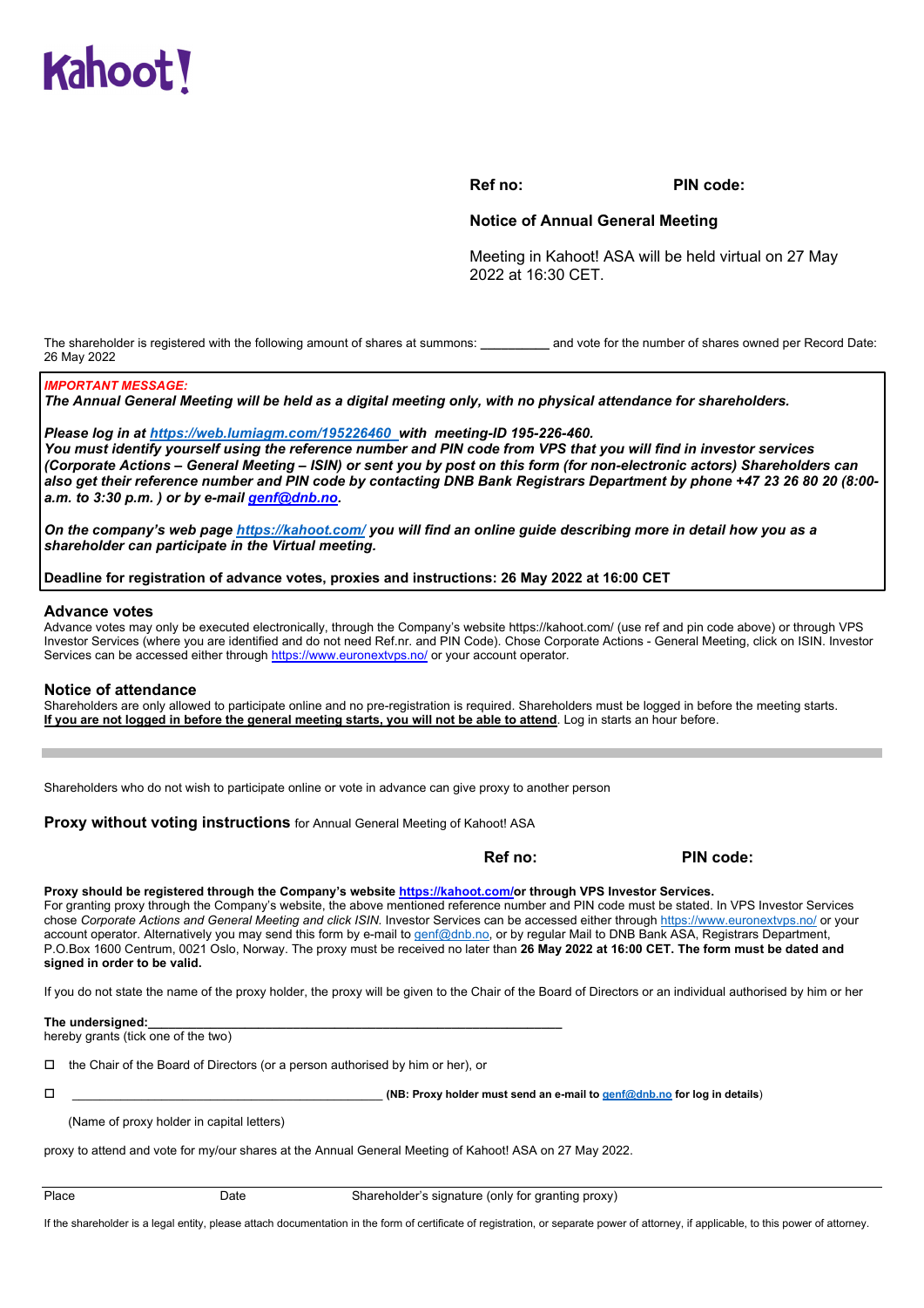Kahoot!

**Ref no:** **PIN code:**

**Notice of Annual General Meeting**

Meeting in Kahoot! ASA will be held virtual on 27 May 2022 at 16:30 CET.

The shareholder is registered with the following amount of shares at summons: __________ and vote for the number of shares owned per Record Date: 26 May 2022

***IMPORTANT MESSAGE:***
***The Annual General Meeting will be held as a digital meeting only, with no physical attendance for shareholders.***

***Please log in at https://web.lumiagm.com/195226460 with meeting-ID 195-226-460.***
***You must identify yourself using the reference number and PIN code from VPS that you will find in investor services (Corporate Actions – General Meeting – ISIN) or sent you by post on this form (for non-electronic actors) Shareholders can also get their reference number and PIN code by contacting DNB Bank Registrars Department by phone +47 23 26 80 20 (8:00-a.m. to 3:30 p.m. ) or by e-mail genf@dnb.no.***

***On the company's web page https://kahoot.com/ you will find an online guide describing more in detail how you as a shareholder can participate in the Virtual meeting.***

**Deadline for registration of advance votes, proxies and instructions: 26 May 2022 at 16:00 CET**

## Advance votes

Advance votes may only be executed electronically, through the Company's website https://kahoot.com/ (use ref and pin code above) or through VPS Investor Services (where you are identified and do not need Ref.nr. and PIN Code). Chose Corporate Actions - General Meeting, click on ISIN. Investor Services can be accessed either through https://www.euronextvps.no/ or your account operator.

## Notice of attendance

Shareholders are only allowed to participate online and no pre-registration is required. Shareholders must be logged in before the meeting starts. **If you are not logged in before the general meeting starts, you will not be able to attend**. Log in starts an hour before.

---

Shareholders who do not wish to participate online or vote in advance can give proxy to another person

## Proxy without voting instructions for Annual General Meeting of Kahoot! ASA

**Ref no:** **PIN code:**

**Proxy should be registered through the Company's website https://kahoot.com/or through VPS Investor Services.**
For granting proxy through the Company's website, the above mentioned reference number and PIN code must be stated. In VPS Investor Services chose *Corporate Actions and General Meeting and click ISIN.* Investor Services can be accessed either through https://www.euronextvps.no/ or your account operator. Alternatively you may send this form by e-mail to genf@dnb.no, or by regular Mail to DNB Bank ASA, Registrars Department, P.O.Box 1600 Centrum, 0021 Oslo, Norway. The proxy must be received no later than **26 May 2022 at 16:00 CET. The form must be dated and signed in order to be valid.**

If you do not state the name of the proxy holder, the proxy will be given to the Chair of the Board of Directors or an individual authorised by him or her

**The undersigned:**_____________________________________________________________
hereby grants (tick one of the two)

☐ the Chair of the Board of Directors (or a person authorised by him or her), or

☐ _______________________________________________ **(NB: Proxy holder must send an e-mail to genf@dnb.no for log in details**)

(Name of proxy holder in capital letters)

proxy to attend and vote for my/our shares at the Annual General Meeting of Kahoot! ASA on 27 May 2022.

Place | Date | Shareholder's signature (only for granting proxy)

If the shareholder is a legal entity, please attach documentation in the form of certificate of registration, or separate power of attorney, if applicable, to this power of attorney.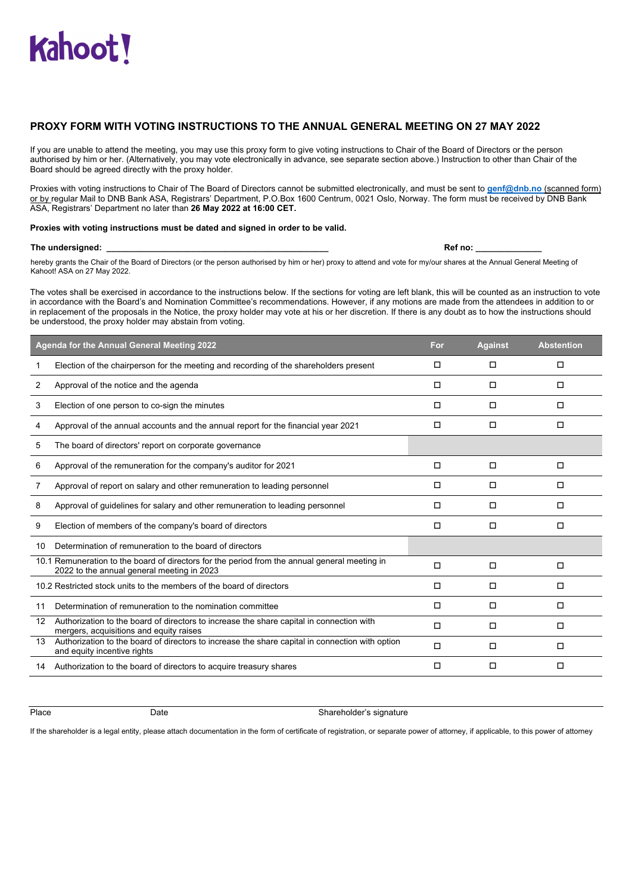Kahoot!

## PROXY FORM WITH VOTING INSTRUCTIONS TO THE ANNUAL GENERAL MEETING ON 27 MAY 2022

If you are unable to attend the meeting, you may use this proxy form to give voting instructions to Chair of the Board of Directors or the person authorised by him or her. (Alternatively, you may vote electronically in advance, see separate section above.) Instruction to other than Chair of the Board should be agreed directly with the proxy holder.

Proxies with voting instructions to Chair of The Board of Directors cannot be submitted electronically, and must be sent to **genf@dnb.no** (scanned form) or by regular Mail to DNB Bank ASA, Registrars' Department, P.O.Box 1600 Centrum, 0021 Oslo, Norway. The form must be received by DNB Bank ASA, Registrars' Department no later than **26 May 2022 at 16:00 CET.**

**Proxies with voting instructions must be dated and signed in order to be valid.**

**The undersigned:** ______________________________________________ **Ref no:** _____________

hereby grants the Chair of the Board of Directors (or the person authorised by him or her) proxy to attend and vote for my/our shares at the Annual General Meeting of Kahoot! ASA on 27 May 2022.

The votes shall be exercised in accordance to the instructions below. If the sections for voting are left blank, this will be counted as an instruction to vote in accordance with the Board's and Nomination Committee's recommendations. However, if any motions are made from the attendees in addition to or in replacement of the proposals in the Notice, the proxy holder may vote at his or her discretion. If there is any doubt as to how the instructions should be understood, the proxy holder may abstain from voting.

| Agenda for the Annual General Meeting 2022 | For | Against | Abstention |
|---|---|---|---|
| 1 Election of the chairperson for the meeting and recording of the shareholders present | ☐ | ☐ | ☐ |
| 2 Approval of the notice and the agenda | ☐ | ☐ | ☐ |
| 3 Election of one person to co-sign the minutes | ☐ | ☐ | ☐ |
| 4 Approval of the annual accounts and the annual report for the financial year 2021 | ☐ | ☐ | ☐ |
| 5 The board of directors' report on corporate governance | | | |
| 6 Approval of the remuneration for the company's auditor for 2021 | ☐ | ☐ | ☐ |
| 7 Approval of report on salary and other remuneration to leading personnel | ☐ | ☐ | ☐ |
| 8 Approval of guidelines for salary and other remuneration to leading personnel | ☐ | ☐ | ☐ |
| 9 Election of members of the company's board of directors | ☐ | ☐ | ☐ |
| 10 Determination of remuneration to the board of directors | | | |
| 10.1 Remuneration to the board of directors for the period from the annual general meeting in 2022 to the annual general meeting in 2023 | ☐ | ☐ | ☐ |
| 10.2 Restricted stock units to the members of the board of directors | ☐ | ☐ | ☐ |
| 11 Determination of remuneration to the nomination committee | ☐ | ☐ | ☐ |
| 12 Authorization to the board of directors to increase the share capital in connection with mergers, acquisitions and equity raises | ☐ | ☐ | ☐ |
| 13 Authorization to the board of directors to increase the share capital in connection with option and equity incentive rights | ☐ | ☐ | ☐ |
| 14 Authorization to the board of directors to acquire treasury shares | ☐ | ☐ | ☐ |

Place Date Shareholder's signature

If the shareholder is a legal entity, please attach documentation in the form of certificate of registration, or separate power of attorney, if applicable, to this power of attorney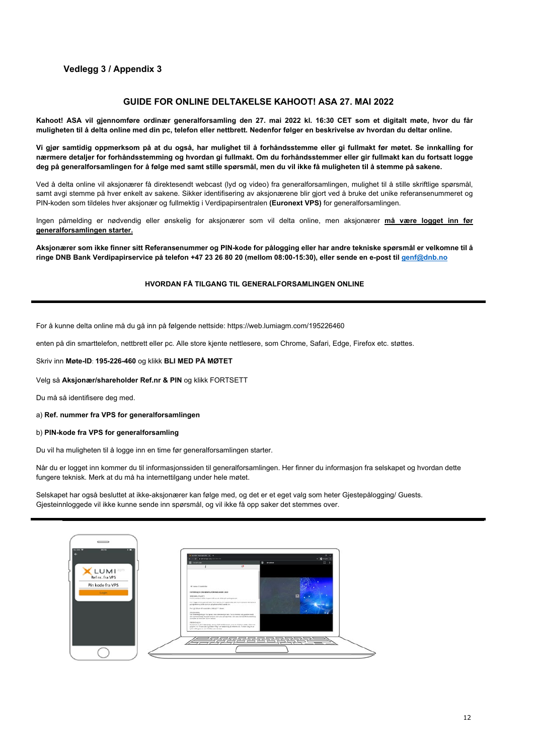**Vedlegg 3 / Appendix 3**

## GUIDE FOR ONLINE DELTAKELSE KAHOOT! ASA 27. MAI 2022

**Kahoot! ASA vil gjennomføre ordinær generalforsamling den 27. mai 2022 kl. 16:30 CET som et digitalt møte, hvor du får muligheten til å delta online med din pc, telefon eller nettbrett. Nedenfor følger en beskrivelse av hvordan du deltar online.**

**Vi gjør samtidig oppmerksom på at du også, har mulighet til å forhåndsstemme eller gi fullmakt før møtet. Se innkalling for nærmere detaljer for forhåndsstemming og hvordan gi fullmakt. Om du forhåndsstemmer eller gir fullmakt kan du fortsatt logge deg på generalforsamlingen for å følge med samt stille spørsmål, men du vil ikke få muligheten til å stemme på sakene.**

Ved å delta online vil aksjonærer få direktesendt webcast (lyd og video) fra generalforsamlingen, mulighet til å stille skriftlige spørsmål, samt avgi stemme på hver enkelt av sakene. Sikker identifisering av aksjonærene blir gjort ved å bruke det unike referansenummeret og PIN-koden som tildeles hver aksjonær og fullmektig i Verdipapirsentralen **(Euronext VPS)** for generalforsamlingen.

Ingen påmelding er nødvendig eller ønskelig for aksjonærer som vil delta online, men aksjonærer **må være logget inn før generalforsamlingen starter.**

**Aksjonærer som ikke finner sitt Referansenummer og PIN-kode for pålogging eller har andre tekniske spørsmål er velkomne til å ringe DNB Bank Verdipapirservice på telefon +47 23 26 80 20 (mellom 08:00-15:30), eller sende en e-post til genf@dnb.no**

### HVORDAN FÅ TILGANG TIL GENERALFORSAMLINGEN ONLINE

For å kunne delta online må du gå inn på følgende nettside: https://web.lumiagm.com/195226460

enten på din smarttelefon, nettbrett eller pc. Alle store kjente nettlesere, som Chrome, Safari, Edge, Firefox etc. støttes.

Skriv inn **Møte-ID**: **195-226-460** og klikk **BLI MED PÅ MØTET**

Velg så **Aksjonær/shareholder Ref.nr & PIN** og klikk FORTSETT

Du må så identifisere deg med.

a) **Ref. nummer fra VPS for generalforsamlingen**

b) **PIN-kode fra VPS for generalforsamling**

Du vil ha muligheten til å logge inn en time før generalforsamlingen starter.

Når du er logget inn kommer du til informasjonssiden til generalforsamlingen. Her finner du informasjon fra selskapet og hvordan dette fungere teknisk. Merk at du må ha internettilgang under hele møtet.

Selskapet har også besluttet at ikke-aksjonærer kan følge med, og det er et eget valg som heter Gjestepålogging/ Guests. Gjesteinnloggede vil ikke kunne sende inn spørsmål, og vil ikke få opp saker det stemmes over.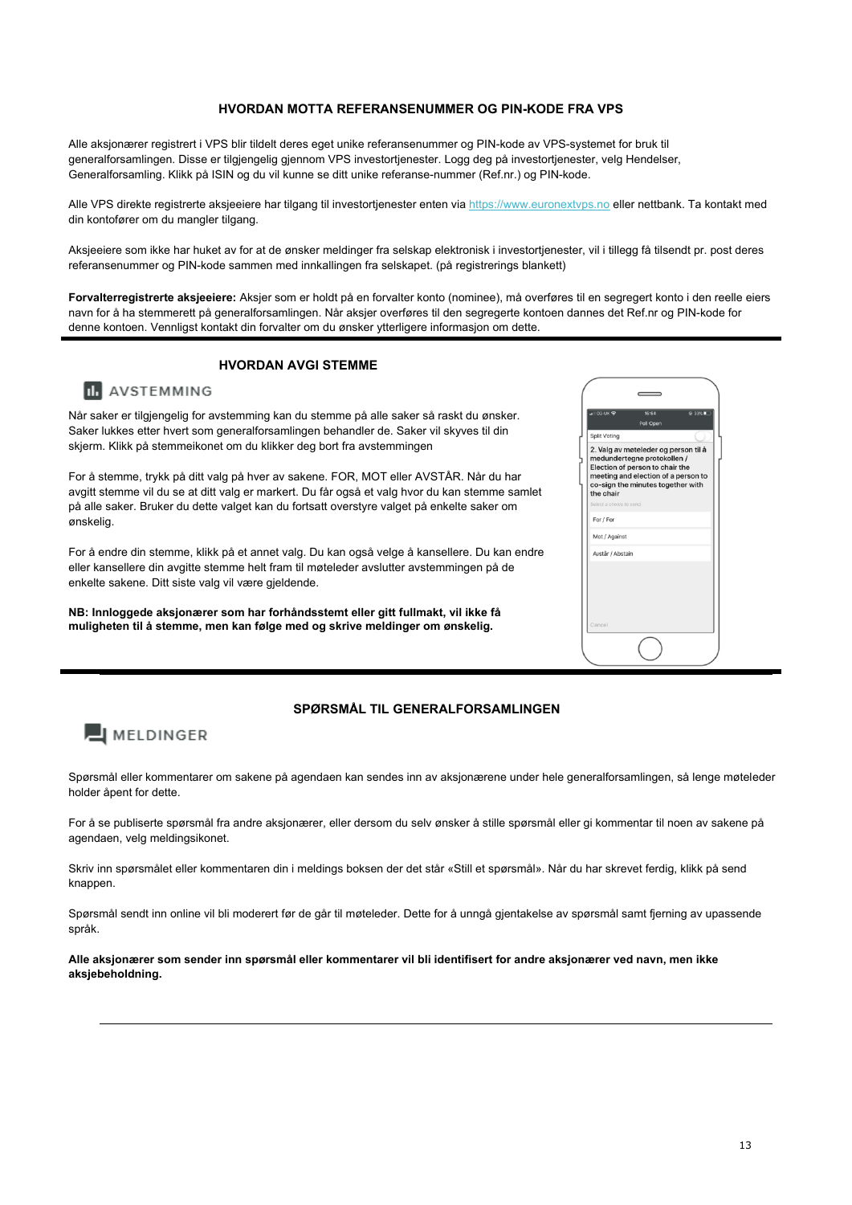## HVORDAN MOTTA REFERANSENUMMER OG PIN-KODE FRA VPS

Alle aksjonærer registrert i VPS blir tildelt deres eget unike referansenummer og PIN-kode av VPS-systemet for bruk til generalforsamlingen. Disse er tilgjengelig gjennom VPS investortjenester. Logg deg på investortjenester, velg Hendelser, Generalforsamling. Klikk på ISIN og du vil kunne se ditt unike referanse-nummer (Ref.nr.) og PIN-kode.

Alle VPS direkte registrerte aksjeeiere har tilgang til investortjenester enten via https://www.euronextvps.no eller nettbank. Ta kontakt med din kontofører om du mangler tilgang.

Aksjeeiere som ikke har huket av for at de ønsker meldinger fra selskap elektronisk i investortjenester, vil i tillegg få tilsendt pr. post deres referansenummer og PIN-kode sammen med innkallingen fra selskapet. (på registrerings blankett)

**Forvalterregistrerte aksjeeiere:** Aksjer som er holdt på en forvalter konto (nominee), må overføres til en segregert konto i den reelle eiers navn for å ha stemmerett på generalforsamlingen. Når aksjer overføres til den segregerte kontoen dannes det Ref.nr og PIN-kode for denne kontoen. Vennligst kontakt din forvalter om du ønsker ytterligere informasjon om dette.

## HVORDAN AVGI STEMME

AVSTEMMING

Når saker er tilgjengelig for avstemming kan du stemme på alle saker så raskt du ønsker. Saker lukkes etter hvert som generalforsamlingen behandler de. Saker vil skyves til din skjerm. Klikk på stemmeikonet om du klikker deg bort fra avstemmingen

For å stemme, trykk på ditt valg på hver av sakene. FOR, MOT eller AVSTÅR. Når du har avgitt stemme vil du se at ditt valg er markert. Du får også et valg hvor du kan stemme samlet på alle saker. Bruker du dette valget kan du fortsatt overstyre valget på enkelte saker om ønskelig.

For å endre din stemme, klikk på et annet valg. Du kan også velge å kansellere. Du kan endre eller kansellere din avgitte stemme helt fram til møteleder avslutter avstemmingen på de enkelte sakene. Ditt siste valg vil være gjeldende.

**NB: Innloggede aksjonærer som har forhåndsstemt eller gitt fullmakt, vil ikke få muligheten til å stemme, men kan følge med og skrive meldinger om ønskelig.**

## SPØRSMÅL TIL GENERALFORSAMLINGEN

MELDINGER

Spørsmål eller kommentarer om sakene på agendaen kan sendes inn av aksjonærene under hele generalforsamlingen, så lenge møteleder holder åpent for dette.

For å se publiserte spørsmål fra andre aksjonærer, eller dersom du selv ønsker å stille spørsmål eller gi kommentar til noen av sakene på agendaen, velg meldingsikonet.

Skriv inn spørsmålet eller kommentaren din i meldings boksen der det står «Still et spørsmål». Når du har skrevet ferdig, klikk på send knappen.

Spørsmål sendt inn online vil bli moderert før de går til møteleder. Dette for å unngå gjentakelse av spørsmål samt fjerning av upassende språk.

**Alle aksjonærer som sender inn spørsmål eller kommentarer vil bli identifisert for andre aksjonærer ved navn, men ikke aksjebeholdning.**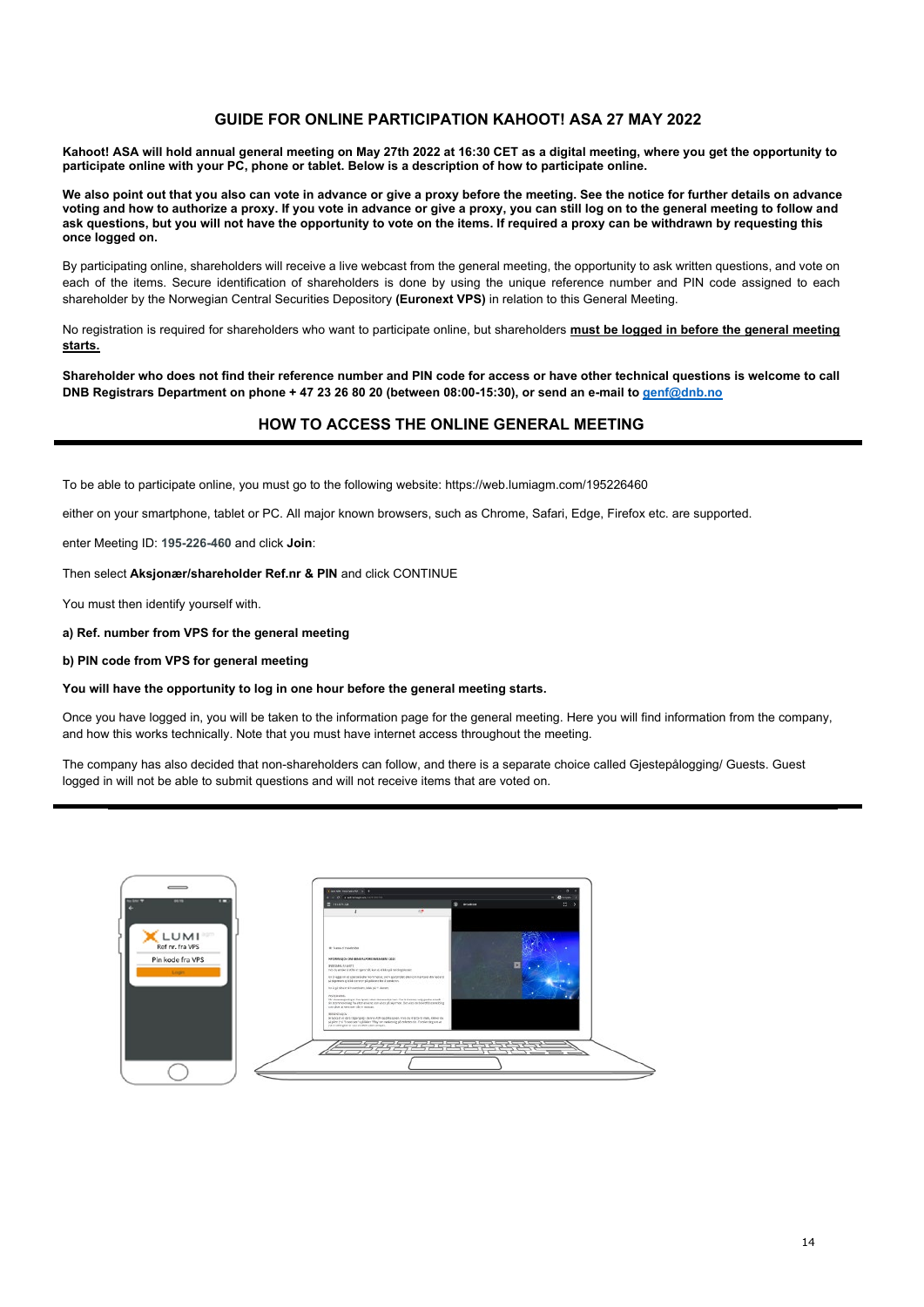## GUIDE FOR ONLINE PARTICIPATION KAHOOT! ASA 27 MAY 2022

**Kahoot! ASA will hold annual general meeting on May 27th 2022 at 16:30 CET as a digital meeting, where you get the opportunity to participate online with your PC, phone or tablet. Below is a description of how to participate online.**

**We also point out that you also can vote in advance or give a proxy before the meeting. See the notice for further details on advance voting and how to authorize a proxy. If you vote in advance or give a proxy, you can still log on to the general meeting to follow and ask questions, but you will not have the opportunity to vote on the items. If required a proxy can be withdrawn by requesting this once logged on.**

By participating online, shareholders will receive a live webcast from the general meeting, the opportunity to ask written questions, and vote on each of the items. Secure identification of shareholders is done by using the unique reference number and PIN code assigned to each shareholder by the Norwegian Central Securities Depository **(Euronext VPS)** in relation to this General Meeting.

No registration is required for shareholders who want to participate online, but shareholders **must be logged in before the general meeting starts.**

**Shareholder who does not find their reference number and PIN code for access or have other technical questions is welcome to call DNB Registrars Department on phone + 47 23 26 80 20 (between 08:00-15:30), or send an e-mail to genf@dnb.no**

## HOW TO ACCESS THE ONLINE GENERAL MEETING

To be able to participate online, you must go to the following website: https://web.lumiagm.com/195226460

either on your smartphone, tablet or PC. All major known browsers, such as Chrome, Safari, Edge, Firefox etc. are supported.

enter Meeting ID: **195-226-460** and click **Join**:

Then select **Aksjonær/shareholder Ref.nr & PIN** and click CONTINUE

You must then identify yourself with.

**a) Ref. number from VPS for the general meeting**

**b) PIN code from VPS for general meeting**

**You will have the opportunity to log in one hour before the general meeting starts.**

Once you have logged in, you will be taken to the information page for the general meeting. Here you will find information from the company, and how this works technically. Note that you must have internet access throughout the meeting.

The company has also decided that non-shareholders can follow, and there is a separate choice called Gjestepålogging/ Guests. Guest logged in will not be able to submit questions and will not receive items that are voted on.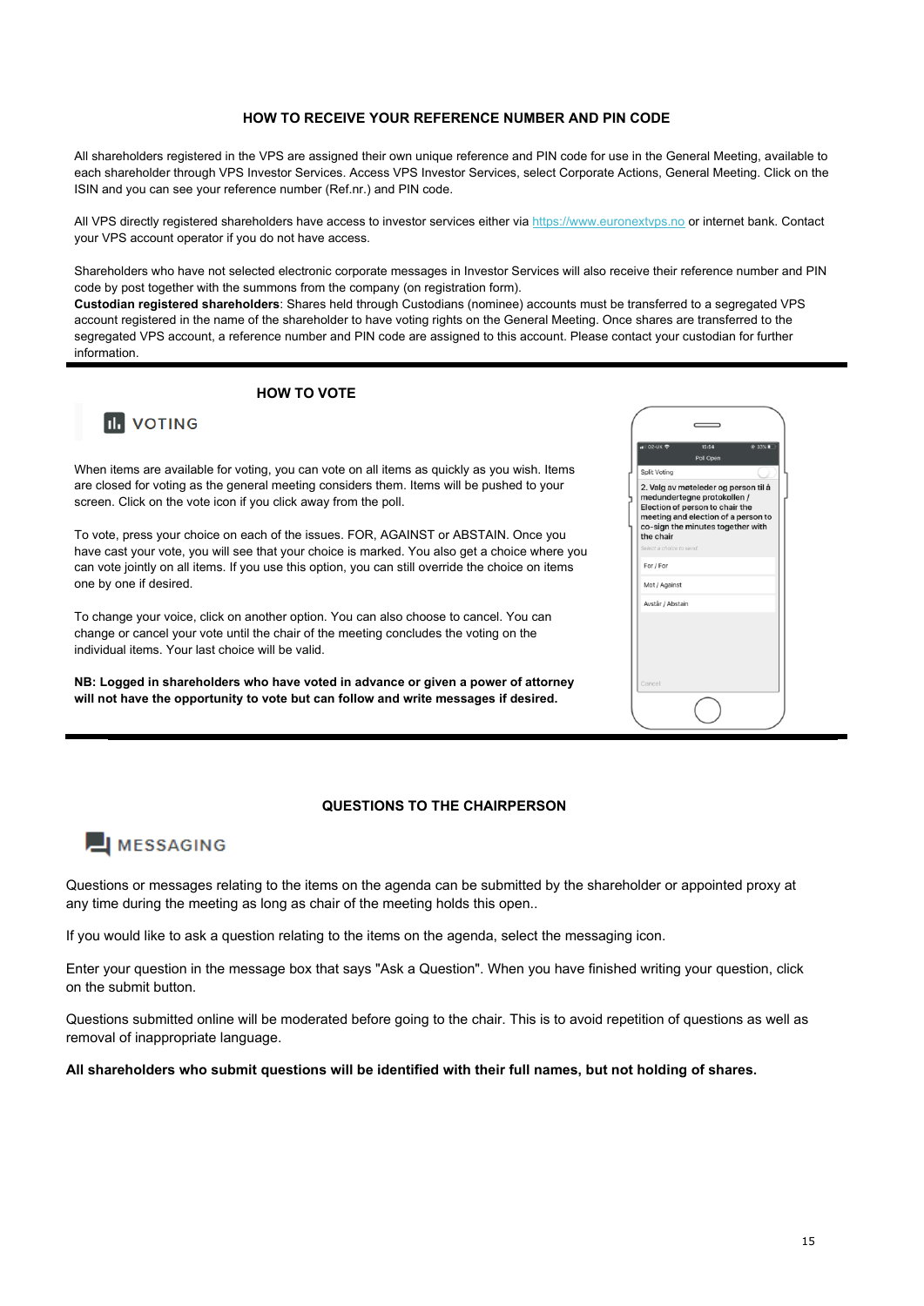## HOW TO RECEIVE YOUR REFERENCE NUMBER AND PIN CODE

All shareholders registered in the VPS are assigned their own unique reference and PIN code for use in the General Meeting, available to each shareholder through VPS Investor Services. Access VPS Investor Services, select Corporate Actions, General Meeting. Click on the ISIN and you can see your reference number (Ref.nr.) and PIN code.

All VPS directly registered shareholders have access to investor services either via https://www.euronextvps.no or internet bank. Contact your VPS account operator if you do not have access.

Shareholders who have not selected electronic corporate messages in Investor Services will also receive their reference number and PIN code by post together with the summons from the company (on registration form).

**Custodian registered shareholders**: Shares held through Custodians (nominee) accounts must be transferred to a segregated VPS account registered in the name of the shareholder to have voting rights on the General Meeting. Once shares are transferred to the segregated VPS account, a reference number and PIN code are assigned to this account. Please contact your custodian for further information.

## HOW TO VOTE

VOTING

When items are available for voting, you can vote on all items as quickly as you wish. Items are closed for voting as the general meeting considers them. Items will be pushed to your screen. Click on the vote icon if you click away from the poll.

To vote, press your choice on each of the issues. FOR, AGAINST or ABSTAIN. Once you have cast your vote, you will see that your choice is marked. You also get a choice where you can vote jointly on all items. If you use this option, you can still override the choice on items one by one if desired.

To change your voice, click on another option. You can also choose to cancel. You can change or cancel your vote until the chair of the meeting concludes the voting on the individual items. Your last choice will be valid.

**NB: Logged in shareholders who have voted in advance or given a power of attorney will not have the opportunity to vote but can follow and write messages if desired.**

## QUESTIONS TO THE CHAIRPERSON

MESSAGING

Questions or messages relating to the items on the agenda can be submitted by the shareholder or appointed proxy at any time during the meeting as long as chair of the meeting holds this open..

If you would like to ask a question relating to the items on the agenda, select the messaging icon.

Enter your question in the message box that says "Ask a Question". When you have finished writing your question, click on the submit button.

Questions submitted online will be moderated before going to the chair. This is to avoid repetition of questions as well as removal of inappropriate language.

**All shareholders who submit questions will be identified with their full names, but not holding of shares.**